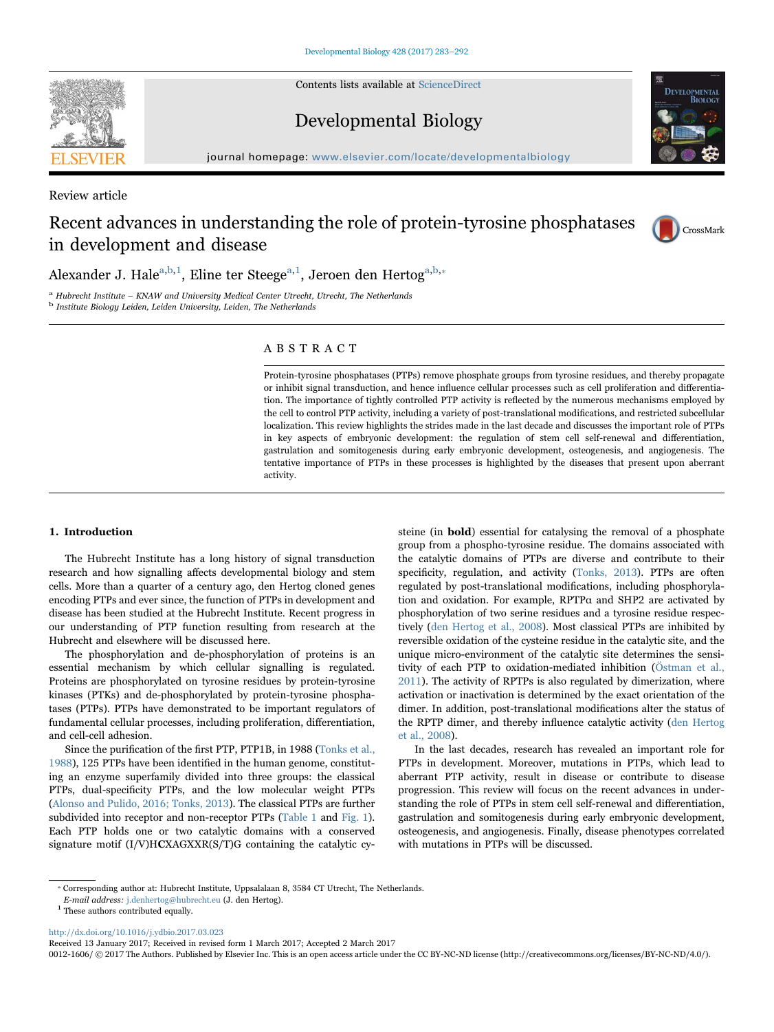Review article

# Recent advances in understanding the role of protein-tyrosine phosphatases in development and disease

Alexander J. Hale[a,b,1], Eline ter Steege[a,1], Jeroen den Hertog[a,b,*]

[a] Hubrecht Institute – KNAW and University Medical Center Utrecht, Utrecht, The Netherlands
[b] Institute Biology Leiden, Leiden University, Leiden, The Netherlands

## ABSTRACT

Protein-tyrosine phosphatases (PTPs) remove phosphate groups from tyrosine residues, and thereby propagate or inhibit signal transduction, and hence influence cellular processes such as cell proliferation and differentiation. The importance of tightly controlled PTP activity is reflected by the numerous mechanisms employed by the cell to control PTP activity, including a variety of post-translational modifications, and restricted subcellular localization. This review highlights the strides made in the last decade and discusses the important role of PTPs in key aspects of embryonic development: the regulation of stem cell self-renewal and differentiation, gastrulation and somitogenesis during early embryonic development, osteogenesis, and angiogenesis. The tentative importance of PTPs in these processes is highlighted by the diseases that present upon aberrant activity.

## 1. Introduction

The Hubrecht Institute has a long history of signal transduction research and how signalling affects developmental biology and stem cells. More than a quarter of a century ago, den Hertog cloned genes encoding PTPs and ever since, the function of PTPs in development and disease has been studied at the Hubrecht Institute. Recent progress in our understanding of PTP function resulting from research at the Hubrecht and elsewhere will be discussed here.

The phosphorylation and de-phosphorylation of proteins is an essential mechanism by which cellular signalling is regulated. Proteins are phosphorylated on tyrosine residues by protein-tyrosine kinases (PTKs) and de-phosphorylated by protein-tyrosine phosphatases (PTPs). PTPs have demonstrated to be important regulators of fundamental cellular processes, including proliferation, differentiation, and cell-cell adhesion.

Since the purification of the first PTP, PTP1B, in 1988 (Tonks et al., 1988), 125 PTPs have been identified in the human genome, constituting an enzyme superfamily divided into three groups: the classical PTPs, dual-specificity PTPs, and the low molecular weight PTPs (Alonso and Pulido, 2016; Tonks, 2013). The classical PTPs are further subdivided into receptor and non-receptor PTPs (Table 1 and Fig. 1). Each PTP holds one or two catalytic domains with a conserved signature motif (I/V)H**C**XAGXXR(S/T)G containing the catalytic cysteine (in **bold**) essential for catalysing the removal of a phosphate group from a phospho-tyrosine residue. The domains associated with the catalytic domains of PTPs are diverse and contribute to their specificity, regulation, and activity (Tonks, 2013). PTPs are often regulated by post-translational modifications, including phosphorylation and oxidation. For example, RPTPα and SHP2 are activated by phosphorylation of two serine residues and a tyrosine residue respectively (den Hertog et al., 2008). Most classical PTPs are inhibited by reversible oxidation of the cysteine residue in the catalytic site, and the unique micro-environment of the catalytic site determines the sensitivity of each PTP to oxidation-mediated inhibition (Östman et al., 2011). The activity of RPTPs is also regulated by dimerization, where activation or inactivation is determined by the exact orientation of the dimer. In addition, post-translational modifications alter the status of the RPTP dimer, and thereby influence catalytic activity (den Hertog et al., 2008).

In the last decades, research has revealed an important role for PTPs in development. Moreover, mutations in PTPs, which lead to aberrant PTP activity, result in disease or contribute to disease progression. This review will focus on the recent advances in understanding the role of PTPs in stem cell self-renewal and differentiation, gastrulation and somitogenesis during early embryonic development, osteogenesis, and angiogenesis. Finally, disease phenotypes correlated with mutations in PTPs will be discussed.

---

* Corresponding author at: Hubrecht Institute, Uppsalalaan 8, 3584 CT Utrecht, The Netherlands.
*E-mail address:* j.denhertog@hubrecht.eu (J. den Hertog).
[1] These authors contributed equally.

http://dx.doi.org/10.1016/j.ydbio.2017.03.023
Received 13 January 2017; Received in revised form 1 March 2017; Accepted 2 March 2017
0012-1606/ © 2017 The Authors. Published by Elsevier Inc. This is an open access article under the CC BY-NC-ND license (http://creativecommons.org/licenses/BY-NC-ND/4.0/).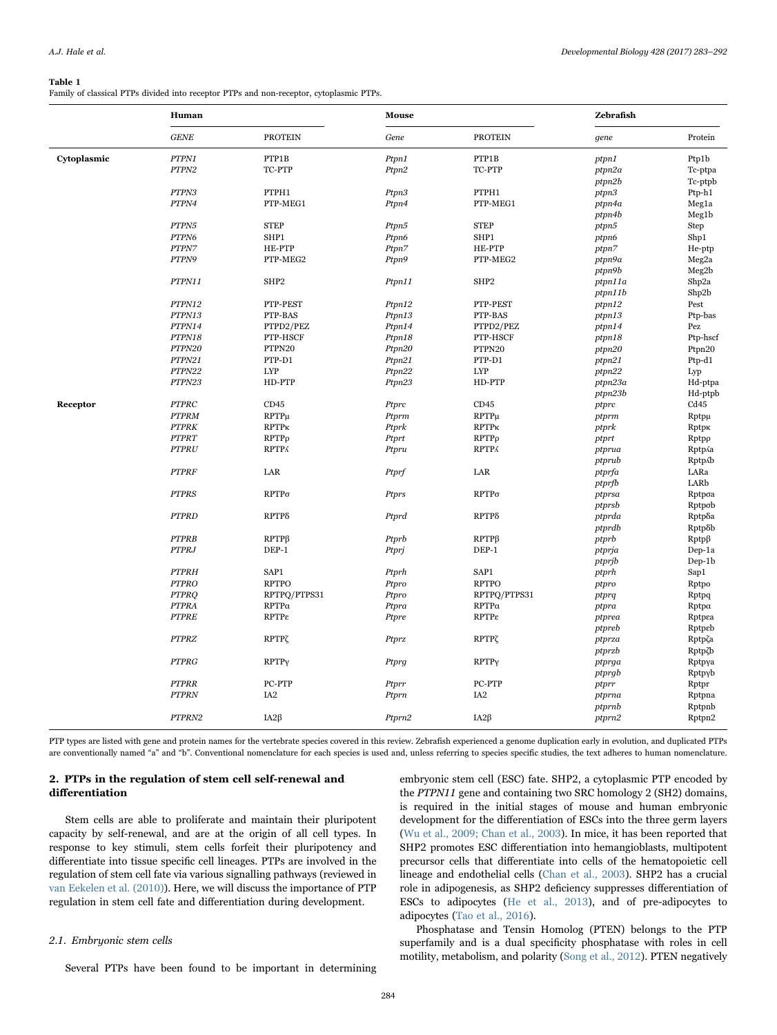**Table 1**
Family of classical PTPs divided into receptor PTPs and non-receptor, cytoplasmic PTPs.

| | Human | | Mouse | | Zebrafish | |
|---|---|---|---|---|---|---|
| | *GENE* | PROTEIN | *Gene* | PROTEIN | *gene* | Protein |
| **Cytoplasmic** | *PTPN1* | PTP1B | *Ptpn1* | PTP1B | *ptpn1* | Ptp1b |
| | *PTPN2* | TC-PTP | *Ptpn2* | TC-PTP | *ptpn2a* | Tc-ptpa |
| | | | | | *ptpn2b* | Tc-ptpb |
| | *PTPN3* | PTPH1 | *Ptpn3* | PTPH1 | *ptpn3* | Ptp-h1 |
| | *PTPN4* | PTP-MEG1 | *Ptpn4* | PTP-MEG1 | *ptpn4a* | Meg1a |
| | | | | | *ptpn4b* | Meg1b |
| | *PTPN5* | STEP | *Ptpn5* | STEP | *ptpn5* | Step |
| | *PTPN6* | SHP1 | *Ptpn6* | SHP1 | *ptpn6* | Shp1 |
| | *PTPN7* | HE-PTP | *Ptpn7* | HE-PTP | *ptpn7* | He-ptp |
| | *PTPN9* | PTP-MEG2 | *Ptpn9* | PTP-MEG2 | *ptpn9a* | Meg2a |
| | | | | | *ptpn9b* | Meg2b |
| | *PTPN11* | SHP2 | *Ptpn11* | SHP2 | *ptpn11a* | Shp2a |
| | | | | | *ptpn11b* | Shp2b |
| | *PTPN12* | PTP-PEST | *Ptpn12* | PTP-PEST | *ptpn12* | Pest |
| | *PTPN13* | PTP-BAS | *Ptpn13* | PTP-BAS | *ptpn13* | Ptp-bas |
| | *PTPN14* | PTPD2/PEZ | *Ptpn14* | PTPD2/PEZ | *ptpn14* | Pez |
| | *PTPN18* | PTP-HSCF | *Ptpn18* | PTP-HSCF | *ptpn18* | Ptp-hscf |
| | *PTPN20* | PTPN20 | *Ptpn20* | PTPN20 | *ptpn20* | Ptpn20 |
| | *PTPN21* | PTP-D1 | *Ptpn21* | PTP-D1 | *ptpn21* | Ptp-d1 |
| | *PTPN22* | LYP | *Ptpn22* | LYP | *ptpn22* | Lyp |
| | *PTPN23* | HD-PTP | *Ptpn23* | HD-PTP | *ptpn23a* | Hd-ptpa |
| | | | | | *ptpn23b* | Hd-ptpb |
| **Receptor** | *PTPRC* | CD45 | *Ptprc* | CD45 | *ptprc* | Cd45 |
| | *PTPRM* | RPTPμ | *Ptprm* | RPTPμ | *ptprm* | Rptpμ |
| | *PTPRK* | RPTPκ | *Ptprk* | RPTPκ | *ptprk* | Rptpκ |
| | *PTPRT* | RPTPρ | *Ptprt* | RPTPρ | *ptprt* | Rptpρ |
| | *PTPRU* | RPTPʎ | *Ptpru* | RPTPʎ | *ptprua* | Rptpʎa |
| | | | | | *ptprub* | Rptpʎb |
| | *PTPRF* | LAR | *Ptprf* | LAR | *ptprfa* | LARa |
| | | | | | *ptprfb* | LARb |
| | *PTPRS* | RPTPσ | *Ptprs* | RPTPσ | *ptprsa* | Rptpσa |
| | | | | | *ptprsb* | Rptpσb |
| | *PTPRD* | RPTPδ | *Ptprd* | RPTPδ | *ptprda* | Rptpδa |
| | | | | | *ptprdb* | Rptpδb |
| | *PTPRB* | RPTPβ | *Ptprb* | RPTPβ | *ptprb* | Rptpβ |
| | *PTPRJ* | DEP-1 | *Ptprj* | DEP-1 | *ptprja* | Dep-1a |
| | | | | | *ptprjb* | Dep-1b |
| | *PTPRH* | SAP1 | *Ptprh* | SAP1 | *ptprh* | Sap1 |
| | *PTPRO* | RPTPO | *Ptpro* | RPTPO | *ptpro* | Rptpo |
| | *PTPRQ* | RPTPQ/PTPS31 | *Ptpro* | RPTPQ/PTPS31 | *ptprq* | Rptpq |
| | *PTPRA* | RPTPα | *Ptpra* | RPTPα | *ptpra* | Rptpα |
| | *PTPRE* | RPTPε | *Ptpre* | RPTPε | *ptprea* | Rptpεa |
| | | | | | *ptpreb* | Rptpεb |
| | *PTPRZ* | RPTPζ | *Ptprz* | RPTPζ | *ptprza* | Rptpζa |
| | | | | | *ptprzb* | Rptpζb |
| | *PTPRG* | RPTPγ | *Ptprg* | RPTPγ | *ptprga* | Rptpγa |
| | | | | | *ptprgb* | Rptpγb |
| | *PTPRR* | PC-PTP | *Ptprr* | PC-PTP | *ptprr* | Rptpr |
| | *PTPRN* | IA2 | *Ptprn* | IA2 | *ptprna* | Rptpna |
| | | | | | *ptprnb* | Rptpnb |
| | *PTPRN2* | IA2β | *Ptprn2* | IA2β | *ptprn2* | Rptpn2 |

PTP types are listed with gene and protein names for the vertebrate species covered in this review. Zebrafish experienced a genome duplication early in evolution, and duplicated PTPs are conventionally named "a" and "b". Conventional nomenclature for each species is used and, unless referring to species specific studies, the text adheres to human nomenclature.

## 2. PTPs in the regulation of stem cell self-renewal and differentiation

Stem cells are able to proliferate and maintain their pluripotent capacity by self-renewal, and are at the origin of all cell types. In response to key stimuli, stem cells forfeit their pluripotency and differentiate into tissue specific cell lineages. PTPs are involved in the regulation of stem cell fate via various signalling pathways (reviewed in van Eekelen et al. (2010)). Here, we will discuss the importance of PTP regulation in stem cell fate and differentiation during development.

### 2.1. Embryonic stem cells

Several PTPs have been found to be important in determining embryonic stem cell (ESC) fate. SHP2, a cytoplasmic PTP encoded by the *PTPN11* gene and containing two SRC homology 2 (SH2) domains, is required in the initial stages of mouse and human embryonic development for the differentiation of ESCs into the three germ layers (Wu et al., 2009; Chan et al., 2003). In mice, it has been reported that SHP2 promotes ESC differentiation into hemangioblasts, multipotent precursor cells that differentiate into cells of the hematopoietic cell lineage and endothelial cells (Chan et al., 2003). SHP2 has a crucial role in adipogenesis, as SHP2 deficiency suppresses differentiation of ESCs to adipocytes (He et al., 2013), and of pre-adipocytes to adipocytes (Tao et al., 2016).

Phosphatase and Tensin Homolog (PTEN) belongs to the PTP superfamily and is a dual specificity phosphatase with roles in cell motility, metabolism, and polarity (Song et al., 2012). PTEN negatively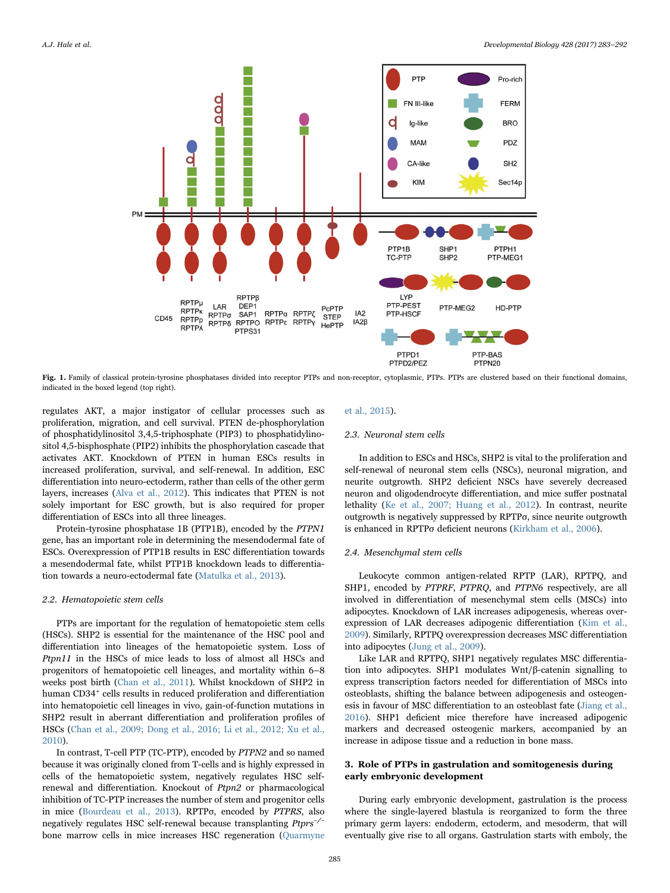**Fig. 1.** Family of classical protein-tyrosine phosphatases divided into receptor PTPs and non-receptor, cytoplasmic, PTPs. PTPs are clustered based on their functional domains, indicated in the boxed legend (top right).

regulates AKT, a major instigator of cellular processes such as proliferation, migration, and cell survival. PTEN de-phosphorylation of phosphatidylinositol 3,4,5-triphosphate (PIP3) to phosphatidylinositol 4,5-bisphosphate (PIP2) inhibits the phosphorylation cascade that activates AKT. Knockdown of PTEN in human ESCs results in increased proliferation, survival, and self-renewal. In addition, ESC differentiation into neuro-ectoderm, rather than cells of the other germ layers, increases (Alva et al., 2012). This indicates that PTEN is not solely important for ESC growth, but is also required for proper differentiation of ESCs into all three lineages.

Protein-tyrosine phosphatase 1B (PTP1B), encoded by the *PTPN1* gene, has an important role in determining the mesendodermal fate of ESCs. Overexpression of PTP1B results in ESC differentiation towards a mesendodermal fate, whilst PTP1B knockdown leads to differentiation towards a neuro-ectodermal fate (Matulka et al., 2013).

### 2.2. Hematopoietic stem cells

PTPs are important for the regulation of hematopoietic stem cells (HSCs). SHP2 is essential for the maintenance of the HSC pool and differentiation into lineages of the hematopoietic system. Loss of *Ptpn11* in the HSCs of mice leads to loss of almost all HSCs and progenitors of hematopoietic cell lineages, and mortality within 6–8 weeks post birth (Chan et al., 2011). Whilst knockdown of SHP2 in human CD34$^+$ cells results in reduced proliferation and differentiation into hematopoietic cell lineages in vivo, gain-of-function mutations in SHP2 result in aberrant differentiation and proliferation profiles of HSCs (Chan et al., 2009; Dong et al., 2016; Li et al., 2012; Xu et al., 2010).

In contrast, T-cell PTP (TC-PTP), encoded by *PTPN2* and so named because it was originally cloned from T-cells and is highly expressed in cells of the hematopoietic system, negatively regulates HSC self-renewal and differentiation. Knockout of *Ptpn2* or pharmacological inhibition of TC-PTP increases the number of stem and progenitor cells in mice (Bourdeau et al., 2013). RPTPσ, encoded by *PTPRS*, also negatively regulates HSC self-renewal because transplanting *Ptprs*$^{-/-}$ bone marrow cells in mice increases HSC regeneration (Quarmyne et al., 2015).

### 2.3. Neuronal stem cells

In addition to ESCs and HSCs, SHP2 is vital to the proliferation and self-renewal of neuronal stem cells (NSCs), neuronal migration, and neurite outgrowth. SHP2 deficient NSCs have severely decreased neuron and oligodendrocyte differentiation, and mice suffer postnatal lethality (Ke et al., 2007; Huang et al., 2012). In contrast, neurite outgrowth is negatively suppressed by RPTPσ, since neurite outgrowth is enhanced in RPTPσ deficient neurons (Kirkham et al., 2006).

### 2.4. Mesenchymal stem cells

Leukocyte common antigen-related RPTP (LAR), RPTPQ, and SHP1, encoded by *PTPRF*, *PTPRQ*, and *PTPN6* respectively, are all involved in differentiation of mesenchymal stem cells (MSCs) into adipocytes. Knockdown of LAR increases adipogenesis, whereas overexpression of LAR decreases adipogenic differentiation (Kim et al., 2009). Similarly, RPTPQ overexpression decreases MSC differentiation into adipocytes (Jung et al., 2009).

Like LAR and RPTPQ, SHP1 negatively regulates MSC differentiation into adipocytes. SHP1 modulates Wnt/β-catenin signalling to express transcription factors needed for differentiation of MSCs into osteoblasts, shifting the balance between adipogenesis and osteogenesis in favour of MSC differentiation to an osteoblast fate (Jiang et al., 2016). SHP1 deficient mice therefore have increased adipogenic markers and decreased osteogenic markers, accompanied by an increase in adipose tissue and a reduction in bone mass.

## 3. Role of PTPs in gastrulation and somitogenesis during early embryonic development

During early embryonic development, gastrulation is the process where the single-layered blastula is reorganized to form the three primary germ layers: endoderm, ectoderm, and mesoderm, that will eventually give rise to all organs. Gastrulation starts with emboly, the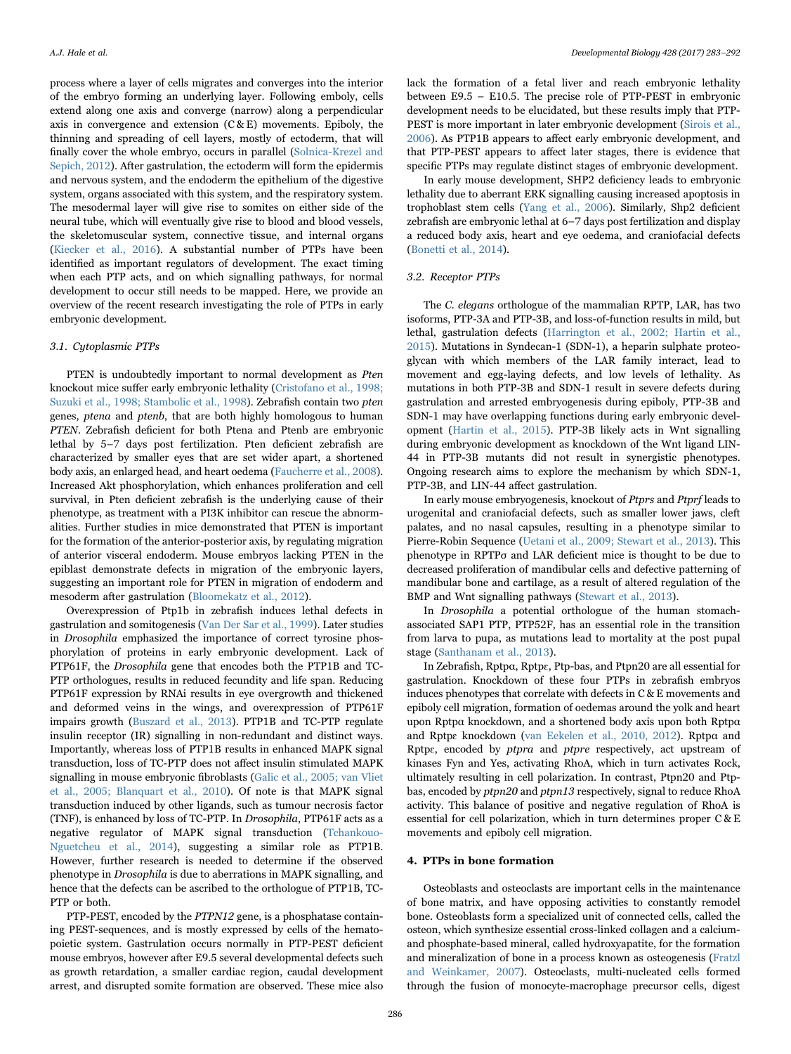process where a layer of cells migrates and converges into the interior of the embryo forming an underlying layer. Following emboly, cells extend along one axis and converge (narrow) along a perpendicular axis in convergence and extension (C & E) movements. Epiboly, the thinning and spreading of cell layers, mostly of ectoderm, that will finally cover the whole embryo, occurs in parallel (Solnica-Krezel and Sepich, 2012). After gastrulation, the ectoderm will form the epidermis and nervous system, and the endoderm the epithelium of the digestive system, organs associated with this system, and the respiratory system. The mesodermal layer will give rise to somites on either side of the neural tube, which will eventually give rise to blood and blood vessels, the skeletomuscular system, connective tissue, and internal organs (Kiecker et al., 2016). A substantial number of PTPs have been identified as important regulators of development. The exact timing when each PTP acts, and on which signalling pathways, for normal development to occur still needs to be mapped. Here, we provide an overview of the recent research investigating the role of PTPs in early embryonic development.

### 3.1. Cytoplasmic PTPs

PTEN is undoubtedly important to normal development as *Pten* knockout mice suffer early embryonic lethality (Cristofano et al., 1998; Suzuki et al., 1998; Stambolic et al., 1998). Zebrafish contain two *pten* genes, *ptena* and *ptenb*, that are both highly homologous to human *PTEN*. Zebrafish deficient for both Ptena and Ptenb are embryonic lethal by 5–7 days post fertilization. Pten deficient zebrafish are characterized by smaller eyes that are set wider apart, a shortened body axis, an enlarged head, and heart oedema (Faucherre et al., 2008). Increased Akt phosphorylation, which enhances proliferation and cell survival, in Pten deficient zebrafish is the underlying cause of their phenotype, as treatment with a PI3K inhibitor can rescue the abnormalities. Further studies in mice demonstrated that PTEN is important for the formation of the anterior-posterior axis, by regulating migration of anterior visceral endoderm. Mouse embryos lacking PTEN in the epiblast demonstrate defects in migration of the embryonic layers, suggesting an important role for PTEN in migration of endoderm and mesoderm after gastrulation (Bloomekatz et al., 2012).

Overexpression of Ptp1b in zebrafish induces lethal defects in gastrulation and somitogenesis (Van Der Sar et al., 1999). Later studies in *Drosophila* emphasized the importance of correct tyrosine phosphorylation of proteins in early embryonic development. Lack of PTP61F, the *Drosophila* gene that encodes both the PTP1B and TC-PTP orthologues, results in reduced fecundity and life span. Reducing PTP61F expression by RNAi results in eye overgrowth and thickened and deformed veins in the wings, and overexpression of PTP61F impairs growth (Buszard et al., 2013). PTP1B and TC-PTP regulate insulin receptor (IR) signalling in non-redundant and distinct ways. Importantly, whereas loss of PTP1B results in enhanced MAPK signal transduction, loss of TC-PTP does not affect insulin stimulated MAPK signalling in mouse embryonic fibroblasts (Galic et al., 2005; van Vliet et al., 2005; Blanquart et al., 2010). Of note is that MAPK signal transduction induced by other ligands, such as tumour necrosis factor (TNF), is enhanced by loss of TC-PTP. In *Drosophila*, PTP61F acts as a negative regulator of MAPK signal transduction (Tchankouo-Nguetcheu et al., 2014), suggesting a similar role as PTP1B. However, further research is needed to determine if the observed phenotype in *Drosophila* is due to aberrations in MAPK signalling, and hence that the defects can be ascribed to the orthologue of PTP1B, TC-PTP or both.

PTP-PEST, encoded by the *PTPN12* gene, is a phosphatase containing PEST-sequences, and is mostly expressed by cells of the hematopoietic system. Gastrulation occurs normally in PTP-PEST deficient mouse embryos, however after E9.5 several developmental defects such as growth retardation, a smaller cardiac region, caudal development arrest, and disrupted somite formation are observed. These mice also lack the formation of a fetal liver and reach embryonic lethality between E9.5 – E10.5. The precise role of PTP-PEST in embryonic development needs to be elucidated, but these results imply that PTP-PEST is more important in later embryonic development (Sirois et al., 2006). As PTP1B appears to affect early embryonic development, and that PTP-PEST appears to affect later stages, there is evidence that specific PTPs may regulate distinct stages of embryonic development.

In early mouse development, SHP2 deficiency leads to embryonic lethality due to aberrant ERK signalling causing increased apoptosis in trophoblast stem cells (Yang et al., 2006). Similarly, Shp2 deficient zebrafish are embryonic lethal at 6–7 days post fertilization and display a reduced body axis, heart and eye oedema, and craniofacial defects (Bonetti et al., 2014).

### 3.2. Receptor PTPs

The *C. elegans* orthologue of the mammalian RPTP, LAR, has two isoforms, PTP-3A and PTP-3B, and loss-of-function results in mild, but lethal, gastrulation defects (Harrington et al., 2002; Hartin et al., 2015). Mutations in Syndecan-1 (SDN-1), a heparin sulphate proteoglycan with which members of the LAR family interact, lead to movement and egg-laying defects, and low levels of lethality. As mutations in both PTP-3B and SDN-1 result in severe defects during gastrulation and arrested embryogenesis during epiboly, PTP-3B and SDN-1 may have overlapping functions during early embryonic development (Hartin et al., 2015). PTP-3B likely acts in Wnt signalling during embryonic development as knockdown of the Wnt ligand LIN-44 in PTP-3B mutants did not result in synergistic phenotypes. Ongoing research aims to explore the mechanism by which SDN-1, PTP-3B, and LIN-44 affect gastrulation.

In early mouse embryogenesis, knockout of *Ptprs* and *Ptprf* leads to urogenital and craniofacial defects, such as smaller lower jaws, cleft palates, and no nasal capsules, resulting in a phenotype similar to Pierre-Robin Sequence (Uetani et al., 2009; Stewart et al., 2013). This phenotype in RPTPσ and LAR deficient mice is thought to be due to decreased proliferation of mandibular cells and defective patterning of mandibular bone and cartilage, as a result of altered regulation of the BMP and Wnt signalling pathways (Stewart et al., 2013).

In *Drosophila* a potential orthologue of the human stomach-associated SAP1 PTP, PTP52F, has an essential role in the transition from larva to pupa, as mutations lead to mortality at the post pupal stage (Santhanam et al., 2013).

In Zebrafish, Rptpα, Rptpε, Ptp-bas, and Ptpn20 are all essential for gastrulation. Knockdown of these four PTPs in zebrafish embryos induces phenotypes that correlate with defects in C & E movements and epiboly cell migration, formation of oedemas around the yolk and heart upon Rptpα knockdown, and a shortened body axis upon both Rptpα and Rptpε knockdown (van Eekelen et al., 2010, 2012). Rptpα and Rptpε, encoded by *ptpra* and *ptpre* respectively, act upstream of kinases Fyn and Yes, activating RhoA, which in turn activates Rock, ultimately resulting in cell polarization. In contrast, Ptpn20 and Ptp-bas, encoded by *ptpn20* and *ptpn13* respectively, signal to reduce RhoA activity. This balance of positive and negative regulation of RhoA is essential for cell polarization, which in turn determines proper C & E movements and epiboly cell migration.

## 4. PTPs in bone formation

Osteoblasts and osteoclasts are important cells in the maintenance of bone matrix, and have opposing activities to constantly remodel bone. Osteoblasts form a specialized unit of connected cells, called the osteon, which synthesize essential cross-linked collagen and a calcium- and phosphate-based mineral, called hydroxyapatite, for the formation and mineralization of bone in a process known as osteogenesis (Fratzl and Weinkamer, 2007). Osteoclasts, multi-nucleated cells formed through the fusion of monocyte-macrophage precursor cells, digest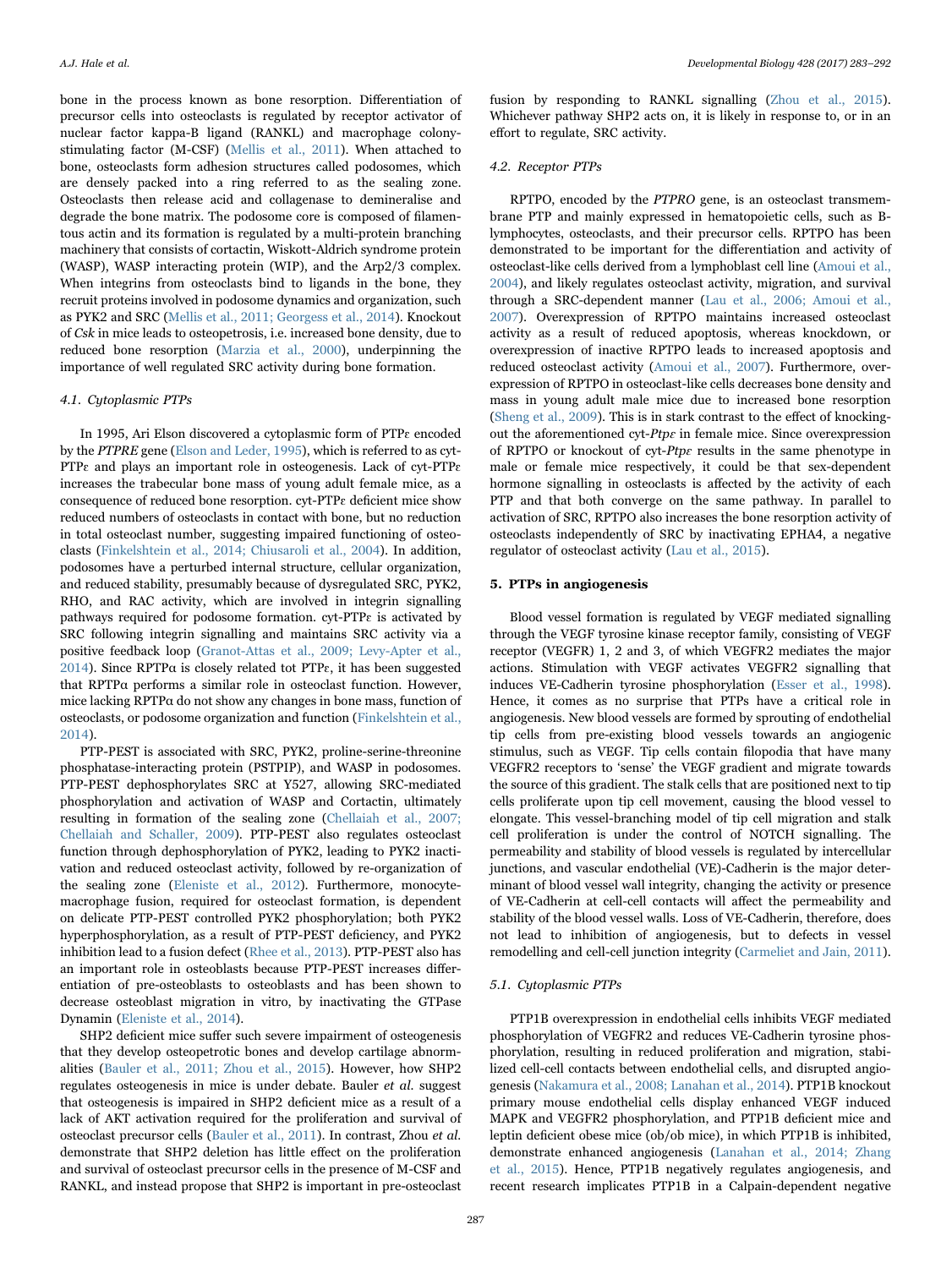bone in the process known as bone resorption. Differentiation of precursor cells into osteoclasts is regulated by receptor activator of nuclear factor kappa-B ligand (RANKL) and macrophage colony-stimulating factor (M-CSF) (Mellis et al., 2011). When attached to bone, osteoclasts form adhesion structures called podosomes, which are densely packed into a ring referred to as the sealing zone. Osteoclasts then release acid and collagenase to demineralise and degrade the bone matrix. The podosome core is composed of filamentous actin and its formation is regulated by a multi-protein branching machinery that consists of cortactin, Wiskott-Aldrich syndrome protein (WASP), WASP interacting protein (WIP), and the Arp2/3 complex. When integrins from osteoclasts bind to ligands in the bone, they recruit proteins involved in podosome dynamics and organization, such as PYK2 and SRC (Mellis et al., 2011; Georgess et al., 2014). Knockout of *Csk* in mice leads to osteopetrosis, i.e. increased bone density, due to reduced bone resorption (Marzia et al., 2000), underpinning the importance of well regulated SRC activity during bone formation.

### 4.1. Cytoplasmic PTPs

In 1995, Ari Elson discovered a cytoplasmic form of PTPε encoded by the *PTPRE* gene (Elson and Leder, 1995), which is referred to as cyt-PTPε and plays an important role in osteogenesis. Lack of cyt-PTPε increases the trabecular bone mass of young adult female mice, as a consequence of reduced bone resorption. cyt-PTPε deficient mice show reduced numbers of osteoclasts in contact with bone, but no reduction in total osteoclast number, suggesting impaired functioning of osteoclasts (Finkelshtein et al., 2014; Chiusaroli et al., 2004). In addition, podosomes have a perturbed internal structure, cellular organization, and reduced stability, presumably because of dysregulated SRC, PYK2, RHO, and RAC activity, which are involved in integrin signalling pathways required for podosome formation. cyt-PTPε is activated by SRC following integrin signalling and maintains SRC activity via a positive feedback loop (Granot-Attas et al., 2009; Levy-Apter et al., 2014). Since RPTPα is closely related tot PTPε, it has been suggested that RPTPα performs a similar role in osteoclast function. However, mice lacking RPTPα do not show any changes in bone mass, function of osteoclasts, or podosome organization and function (Finkelshtein et al., 2014).

PTP-PEST is associated with SRC, PYK2, proline-serine-threonine phosphatase-interacting protein (PSTPIP), and WASP in podosomes. PTP-PEST dephosphorylates SRC at Y527, allowing SRC-mediated phosphorylation and activation of WASP and Cortactin, ultimately resulting in formation of the sealing zone (Chellaiah et al., 2007; Chellaiah and Schaller, 2009). PTP-PEST also regulates osteoclast function through dephosphorylation of PYK2, leading to PYK2 inactivation and reduced osteoclast activity, followed by re-organization of the sealing zone (Eleniste et al., 2012). Furthermore, monocyte-macrophage fusion, required for osteoclast formation, is dependent on delicate PTP-PEST controlled PYK2 phosphorylation; both PYK2 hyperphosphorylation, as a result of PTP-PEST deficiency, and PYK2 inhibition lead to a fusion defect (Rhee et al., 2013). PTP-PEST also has an important role in osteoblasts because PTP-PEST increases differentiation of pre-osteoblasts to osteoblasts and has been shown to decrease osteoblast migration in vitro, by inactivating the GTPase Dynamin (Eleniste et al., 2014).

SHP2 deficient mice suffer such severe impairment of osteogenesis that they develop osteopetrotic bones and develop cartilage abnormalities (Bauler et al., 2011; Zhou et al., 2015). However, how SHP2 regulates osteogenesis in mice is under debate. Bauler *et al.* suggest that osteogenesis is impaired in SHP2 deficient mice as a result of a lack of AKT activation required for the proliferation and survival of osteoclast precursor cells (Bauler et al., 2011). In contrast, Zhou *et al.* demonstrate that SHP2 deletion has little effect on the proliferation and survival of osteoclast precursor cells in the presence of M-CSF and RANKL, and instead propose that SHP2 is important in pre-osteoclast fusion by responding to RANKL signalling (Zhou et al., 2015). Whichever pathway SHP2 acts on, it is likely in response to, or in an effort to regulate, SRC activity.

### 4.2. Receptor PTPs

RPTPO, encoded by the *PTPRO* gene, is an osteoclast transmembrane PTP and mainly expressed in hematopoietic cells, such as B-lymphocytes, osteoclasts, and their precursor cells. RPTPO has been demonstrated to be important for the differentiation and activity of osteoclast-like cells derived from a lymphoblast cell line (Amoui et al., 2004), and likely regulates osteoclast activity, migration, and survival through a SRC-dependent manner (Lau et al., 2006; Amoui et al., 2007). Overexpression of RPTPO maintains increased osteoclast activity as a result of reduced apoptosis, whereas knockdown, or overexpression of inactive RPTPO leads to increased apoptosis and reduced osteoclast activity (Amoui et al., 2007). Furthermore, overexpression of RPTPO in osteoclast-like cells decreases bone density and mass in young adult male mice due to increased bone resorption (Sheng et al., 2009). This is in stark contrast to the effect of knocking-out the aforementioned cyt-*Ptpε* in female mice. Since overexpression of RPTPO or knockout of cyt-*Ptpε* results in the same phenotype in male or female mice respectively, it could be that sex-dependent hormone signalling in osteoclasts is affected by the activity of each PTP and that both converge on the same pathway. In parallel to activation of SRC, RPTPO also increases the bone resorption activity of osteoclasts independently of SRC by inactivating EPHA4, a negative regulator of osteoclast activity (Lau et al., 2015).

## 5. PTPs in angiogenesis

Blood vessel formation is regulated by VEGF mediated signalling through the VEGF tyrosine kinase receptor family, consisting of VEGF receptor (VEGFR) 1, 2 and 3, of which VEGFR2 mediates the major actions. Stimulation with VEGF activates VEGFR2 signalling that induces VE-Cadherin tyrosine phosphorylation (Esser et al., 1998). Hence, it comes as no surprise that PTPs have a critical role in angiogenesis. New blood vessels are formed by sprouting of endothelial tip cells from pre-existing blood vessels towards an angiogenic stimulus, such as VEGF. Tip cells contain filopodia that have many VEGFR2 receptors to 'sense' the VEGF gradient and migrate towards the source of this gradient. The stalk cells that are positioned next to tip cells proliferate upon tip cell movement, causing the blood vessel to elongate. This vessel-branching model of tip cell migration and stalk cell proliferation is under the control of NOTCH signalling. The permeability and stability of blood vessels is regulated by intercellular junctions, and vascular endothelial (VE)-Cadherin is the major determinant of blood vessel wall integrity, changing the activity or presence of VE-Cadherin at cell-cell contacts will affect the permeability and stability of the blood vessel walls. Loss of VE-Cadherin, therefore, does not lead to inhibition of angiogenesis, but to defects in vessel remodelling and cell-cell junction integrity (Carmeliet and Jain, 2011).

### 5.1. Cytoplasmic PTPs

PTP1B overexpression in endothelial cells inhibits VEGF mediated phosphorylation of VEGFR2 and reduces VE-Cadherin tyrosine phosphorylation, resulting in reduced proliferation and migration, stabilized cell-cell contacts between endothelial cells, and disrupted angiogenesis (Nakamura et al., 2008; Lanahan et al., 2014). PTP1B knockout primary mouse endothelial cells display enhanced VEGF induced MAPK and VEGFR2 phosphorylation, and PTP1B deficient mice and leptin deficient obese mice (ob/ob mice), in which PTP1B is inhibited, demonstrate enhanced angiogenesis (Lanahan et al., 2014; Zhang et al., 2015). Hence, PTP1B negatively regulates angiogenesis, and recent research implicates PTP1B in a Calpain-dependent negative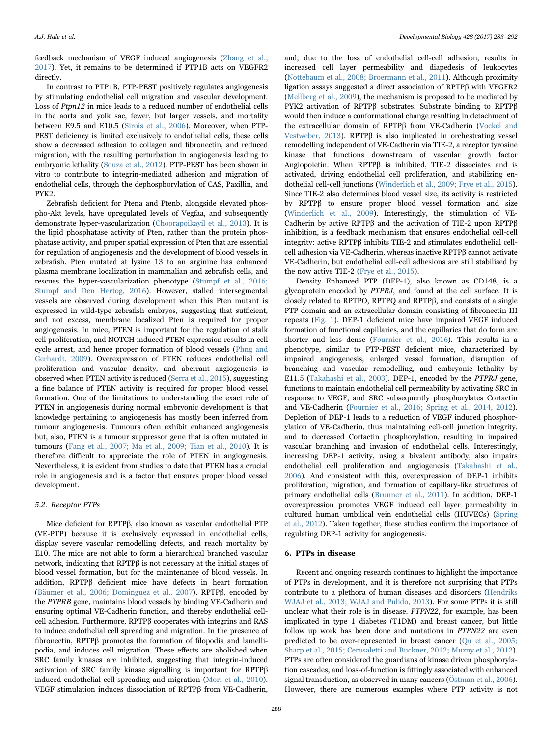feedback mechanism of VEGF induced angiogenesis (Zhang et al., 2017). Yet, it remains to be determined if PTP1B acts on VEGFR2 directly.

In contrast to PTP1B, PTP-PEST positively regulates angiogenesis by stimulating endothelial cell migration and vascular development. Loss of *Ptpn12* in mice leads to a reduced number of endothelial cells in the aorta and yolk sac, fewer, but larger vessels, and mortality between E9.5 and E10.5 (Sirois et al., 2006). Moreover, when PTP-PEST deficiency is limited exclusively to endothelial cells, these cells show a decreased adhesion to collagen and fibronectin, and reduced migration, with the resulting perturbation in angiogenesis leading to embryonic lethality (Souza et al., 2012). PTP-PEST has been shown in vitro to contribute to integrin-mediated adhesion and migration of endothelial cells, through the dephosphorylation of CAS, Paxillin, and PYK2.

Zebrafish deficient for Ptena and Ptenb, alongside elevated phospho-Akt levels, have upregulated levels of Vegfaa, and subsequently demonstrate hyper-vascularization (Choorapoikayil et al., 2013). It is the lipid phosphatase activity of Pten, rather than the protein phosphatase activity, and proper spatial expression of Pten that are essential for regulation of angiogenesis and the development of blood vessels in zebrafish. Pten mutated at lysine 13 to an arginine has enhanced plasma membrane localization in mammalian and zebrafish cells, and rescues the hyper-vascularization phenotype (Stumpf et al., 2016; Stumpf and Den Hertog, 2016). However, stalled intersegmental vessels are observed during development when this Pten mutant is expressed in wild-type zebrafish embryos, suggesting that sufficient, and not excess, membrane localized Pten is required for proper angiogenesis. In mice, PTEN is important for the regulation of stalk cell proliferation, and NOTCH induced PTEN expression results in cell cycle arrest, and hence proper formation of blood vessels (Phng and Gerhardt, 2009). Overexpression of PTEN reduces endothelial cell proliferation and vascular density, and aberrant angiogenesis is observed when PTEN activity is reduced (Serra et al., 2015), suggesting a fine balance of PTEN activity is required for proper blood vessel formation. One of the limitations to understanding the exact role of PTEN in angiogenesis during normal embryonic development is that knowledge pertaining to angiogenesis has mostly been inferred from tumour angiogenesis. Tumours often exhibit enhanced angiogenesis but, also, PTEN is a tumour suppressor gene that is often mutated in tumours (Fang et al., 2007; Ma et al., 2009; Tian et al., 2010). It is therefore difficult to appreciate the role of PTEN in angiogenesis. Nevertheless, it is evident from studies to date that PTEN has a crucial role in angiogenesis and is a factor that ensures proper blood vessel development.

### 5.2. Receptor PTPs

Mice deficient for RPTPβ, also known as vascular endothelial PTP (VE-PTP) because it is exclusively expressed in endothelial cells, display severe vascular remodelling defects, and reach mortality by E10. The mice are not able to form a hierarchical branched vascular network, indicating that RPTPβ is not necessary at the initial stages of blood vessel formation, but for the maintenance of blood vessels. In addition, RPTPβ deficient mice have defects in heart formation (Bäumer et al., 2006; Dominguez et al., 2007). RPTPβ, encoded by the *PTPRB* gene, maintains blood vessels by binding VE-Cadherin and ensuring optimal VE-Cadherin function, and thereby endothelial cell-cell adhesion. Furthermore, RPTPβ cooperates with integrins and RAS to induce endothelial cell spreading and migration. In the presence of fibronectin, RPTPβ promotes the formation of filopodia and lamellipodia, and induces cell migration. These effects are abolished when SRC family kinases are inhibited, suggesting that integrin-induced activation of SRC family kinase signalling is important for RPTPβ induced endothelial cell spreading and migration (Mori et al., 2010). VEGF stimulation induces dissociation of RPTPβ from VE-Cadherin, and, due to the loss of endothelial cell-cell adhesion, results in increased cell layer permeability and diapedesis of leukocytes (Nottebaum et al., 2008; Broermann et al., 2011). Although proximity ligation assays suggested a direct association of RPTPβ with VEGFR2 (Mellberg et al., 2009), the mechanism is proposed to be mediated by PYK2 activation of RPTPβ substrates. Substrate binding to RPTPβ would then induce a conformational change resulting in detachment of the extracellular domain of RPTPβ from VE-Cadherin (Vockel and Vestweber, 2013). RPTPβ is also implicated in orchestrating vessel remodelling independent of VE-Cadherin via TIE-2, a receptor tyrosine kinase that functions downstream of vascular growth factor Angiopoietin. When RPTPβ is inhibited, TIE-2 dissociates and is activated, driving endothelial cell proliferation, and stabilizing endothelial cell-cell junctions (Winderlich et al., 2009; Frye et al., 2015). Since TIE-2 also determines blood vessel size, its activity is restricted by RPTPβ to ensure proper blood vessel formation and size (Winderlich et al., 2009). Interestingly, the stimulation of VE-Cadherin by active RPTPβ and the activation of TIE-2 upon RPTPβ inhibition, is a feedback mechanism that ensures endothelial cell-cell integrity: active RPTPβ inhibits TIE-2 and stimulates endothelial cell-cell adhesion via VE-Cadherin, whereas inactive RPTPβ cannot activate VE-Cadherin, but endothelial cell-cell adhesions are still stabilised by the now active TIE-2 (Frye et al., 2015).

Density Enhanced PTP (DEP-1), also known as CD148, is a glycoprotein encoded by *PTPRJ*, and found at the cell surface. It is closely related to RPTPO, RPTPQ and RPTPβ, and consists of a single PTP domain and an extracellular domain consisting of fibronectin III repeats (Fig. 1). DEP-1 deficient mice have impaired VEGF induced formation of functional capillaries, and the capillaries that do form are shorter and less dense (Fournier et al., 2016). This results in a phenotype, similar to PTP-PEST deficient mice, characterized by impaired angiogenesis, enlarged vessel formation, disruption of branching and vascular remodelling, and embryonic lethality by E11.5 (Takahashi et al., 2003). DEP-1, encoded by the *PTPRJ* gene, functions to maintain endothelial cell permeability by activating SRC in response to VEGF, and SRC subsequently phosphorylates Cortactin and VE-Cadherin (Fournier et al., 2016; Spring et al., 2014, 2012). Depletion of DEP-1 leads to a reduction of VEGF induced phosphorylation of VE-Cadherin, thus maintaining cell-cell junction integrity, and to decreased Cortactin phosphorylation, resulting in impaired vascular branching and invasion of endothelial cells. Interestingly, increasing DEP-1 activity, using a bivalent antibody, also impairs endothelial cell proliferation and angiogenesis (Takahashi et al., 2006). And consistent with this, overexpression of DEP-1 inhibits proliferation, migration, and formation of capillary-like structures of primary endothelial cells (Brunner et al., 2011). In addition, DEP-1 overexpression promotes VEGF induced cell layer permeability in cultured human umbilical vein endothelial cells (HUVECs) (Spring et al., 2012). Taken together, these studies confirm the importance of regulating DEP-1 activity for angiogenesis.

## 6. PTPs in disease

Recent and ongoing research continues to highlight the importance of PTPs in development, and it is therefore not surprising that PTPs contribute to a plethora of human diseases and disorders (Hendriks WJAJ et al., 2013; WJAJ and Pulido, 2013). For some PTPs it is still unclear what their role is in disease. *PTPN22*, for example, has been implicated in type 1 diabetes (T1DM) and breast cancer, but little follow up work has been done and mutations in *PTPN22* are even predicted to be over-represented in breast cancer (Qu et al., 2005; Sharp et al., 2015; Cerosaletti and Buckner, 2012; Muzny et al., 2012). PTPs are often considered the guardians of kinase driven phosphorylation cascades, and loss-of-function is fittingly associated with enhanced signal transduction, as observed in many cancers (Östman et al., 2006). However, there are numerous examples where PTP activity is not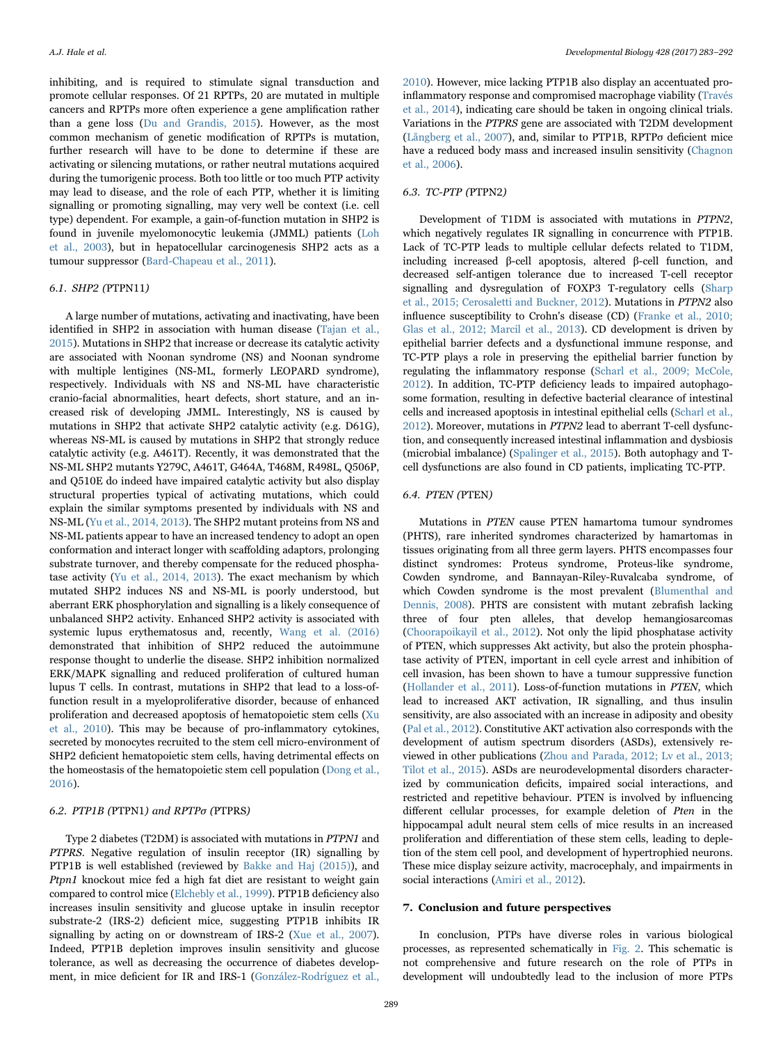inhibiting, and is required to stimulate signal transduction and promote cellular responses. Of 21 RPTPs, 20 are mutated in multiple cancers and RPTPs more often experience a gene amplification rather than a gene loss (Du and Grandis, 2015). However, as the most common mechanism of genetic modification of RPTPs is mutation, further research will have to be done to determine if these are activating or silencing mutations, or rather neutral mutations acquired during the tumorigenic process. Both too little or too much PTP activity may lead to disease, and the role of each PTP, whether it is limiting signalling or promoting signalling, may very well be context (i.e. cell type) dependent. For example, a gain-of-function mutation in SHP2 is found in juvenile myelomonocytic leukemia (JMML) patients (Loh et al., 2003), but in hepatocellular carcinogenesis SHP2 acts as a tumour suppressor (Bard-Chapeau et al., 2011).

### 6.1. SHP2 (PTPN11)

A large number of mutations, activating and inactivating, have been identified in SHP2 in association with human disease (Tajan et al., 2015). Mutations in SHP2 that increase or decrease its catalytic activity are associated with Noonan syndrome (NS) and Noonan syndrome with multiple lentigines (NS-ML, formerly LEOPARD syndrome), respectively. Individuals with NS and NS-ML have characteristic cranio-facial abnormalities, heart defects, short stature, and an increased risk of developing JMML. Interestingly, NS is caused by mutations in SHP2 that activate SHP2 catalytic activity (e.g. D61G), whereas NS-ML is caused by mutations in SHP2 that strongly reduce catalytic activity (e.g. A461T). Recently, it was demonstrated that the NS-ML SHP2 mutants Y279C, A461T, G464A, T468M, R498L, Q506P, and Q510E do indeed have impaired catalytic activity but also display structural properties typical of activating mutations, which could explain the similar symptoms presented by individuals with NS and NS-ML (Yu et al., 2014, 2013). The SHP2 mutant proteins from NS and NS-ML patients appear to have an increased tendency to adopt an open conformation and interact longer with scaffolding adaptors, prolonging substrate turnover, and thereby compensate for the reduced phosphatase activity (Yu et al., 2014, 2013). The exact mechanism by which mutated SHP2 induces NS and NS-ML is poorly understood, but aberrant ERK phosphorylation and signalling is a likely consequence of unbalanced SHP2 activity. Enhanced SHP2 activity is associated with systemic lupus erythematosus and, recently, Wang et al. (2016) demonstrated that inhibition of SHP2 reduced the autoimmune response thought to underlie the disease. SHP2 inhibition normalized ERK/MAPK signalling and reduced proliferation of cultured human lupus T cells. In contrast, mutations in SHP2 that lead to a loss-of-function result in a myeloproliferative disorder, because of enhanced proliferation and decreased apoptosis of hematopoietic stem cells (Xu et al., 2010). This may be because of pro-inflammatory cytokines, secreted by monocytes recruited to the stem cell micro-environment of SHP2 deficient hematopoietic stem cells, having detrimental effects on the homeostasis of the hematopoietic stem cell population (Dong et al., 2016).

### 6.2. PTP1B (PTPN1) and RPTPσ (PTPRS)

Type 2 diabetes (T2DM) is associated with mutations in *PTPN1* and *PTPRS*. Negative regulation of insulin receptor (IR) signalling by PTP1B is well established (reviewed by Bakke and Haj (2015)), and *Ptpn1* knockout mice fed a high fat diet are resistant to weight gain compared to control mice (Elchebly et al., 1999). PTP1B deficiency also increases insulin sensitivity and glucose uptake in insulin receptor substrate-2 (IRS-2) deficient mice, suggesting PTP1B inhibits IR signalling by acting on or downstream of IRS-2 (Xue et al., 2007). Indeed, PTP1B depletion improves insulin sensitivity and glucose tolerance, as well as decreasing the occurrence of diabetes development, in mice deficient for IR and IRS-1 (González-Rodríguez et al., 2010). However, mice lacking PTP1B also display an accentuated pro-inflammatory response and compromised macrophage viability (Través et al., 2014), indicating care should be taken in ongoing clinical trials. Variations in the *PTPRS* gene are associated with T2DM development (Långberg et al., 2007), and, similar to PTP1B, RPTPσ deficient mice have a reduced body mass and increased insulin sensitivity (Chagnon et al., 2006).

### 6.3. TC-PTP (PTPN2)

Development of T1DM is associated with mutations in *PTPN2*, which negatively regulates IR signalling in concurrence with PTP1B. Lack of TC-PTP leads to multiple cellular defects related to T1DM, including increased β-cell apoptosis, altered β-cell function, and decreased self-antigen tolerance due to increased T-cell receptor signalling and dysregulation of FOXP3 T-regulatory cells (Sharp et al., 2015; Cerosaletti and Buckner, 2012). Mutations in *PTPN2* also influence susceptibility to Crohn's disease (CD) (Franke et al., 2010; Glas et al., 2012; Marcil et al., 2013). CD development is driven by epithelial barrier defects and a dysfunctional immune response, and TC-PTP plays a role in preserving the epithelial barrier function by regulating the inflammatory response (Scharl et al., 2009; McCole, 2012). In addition, TC-PTP deficiency leads to impaired autophagosome formation, resulting in defective bacterial clearance of intestinal cells and increased apoptosis in intestinal epithelial cells (Scharl et al., 2012). Moreover, mutations in *PTPN2* lead to aberrant T-cell dysfunction, and consequently increased intestinal inflammation and dysbiosis (microbial imbalance) (Spalinger et al., 2015). Both autophagy and T-cell dysfunctions are also found in CD patients, implicating TC-PTP.

### 6.4. PTEN (PTEN)

Mutations in *PTEN* cause PTEN hamartoma tumour syndromes (PHTS), rare inherited syndromes characterized by hamartomas in tissues originating from all three germ layers. PHTS encompasses four distinct syndromes: Proteus syndrome, Proteus-like syndrome, Cowden syndrome, and Bannayan-Riley-Ruvalcaba syndrome, of which Cowden syndrome is the most prevalent (Blumenthal and Dennis, 2008). PHTS are consistent with mutant zebrafish lacking three of four pten alleles, that develop hemangiosarcomas (Choorapoikayil et al., 2012). Not only the lipid phosphatase activity of PTEN, which suppresses Akt activity, but also the protein phosphatase activity of PTEN, important in cell cycle arrest and inhibition of cell invasion, has been shown to have a tumour suppressive function (Hollander et al., 2011). Loss-of-function mutations in *PTEN*, which lead to increased AKT activation, IR signalling, and thus insulin sensitivity, are also associated with an increase in adiposity and obesity (Pal et al., 2012). Constitutive AKT activation also corresponds with the development of autism spectrum disorders (ASDs), extensively reviewed in other publications (Zhou and Parada, 2012; Lv et al., 2013; Tilot et al., 2015). ASDs are neurodevelopmental disorders characterized by communication deficits, impaired social interactions, and restricted and repetitive behaviour. PTEN is involved by influencing different cellular processes, for example deletion of *Pten* in the hippocampal adult neural stem cells of mice results in an increased proliferation and differentiation of these stem cells, leading to depletion of the stem cell pool, and development of hypertrophied neurons. These mice display seizure activity, macrocephaly, and impairments in social interactions (Amiri et al., 2012).

## 7. Conclusion and future perspectives

In conclusion, PTPs have diverse roles in various biological processes, as represented schematically in Fig. 2. This schematic is not comprehensive and future research on the role of PTPs in development will undoubtedly lead to the inclusion of more PTPs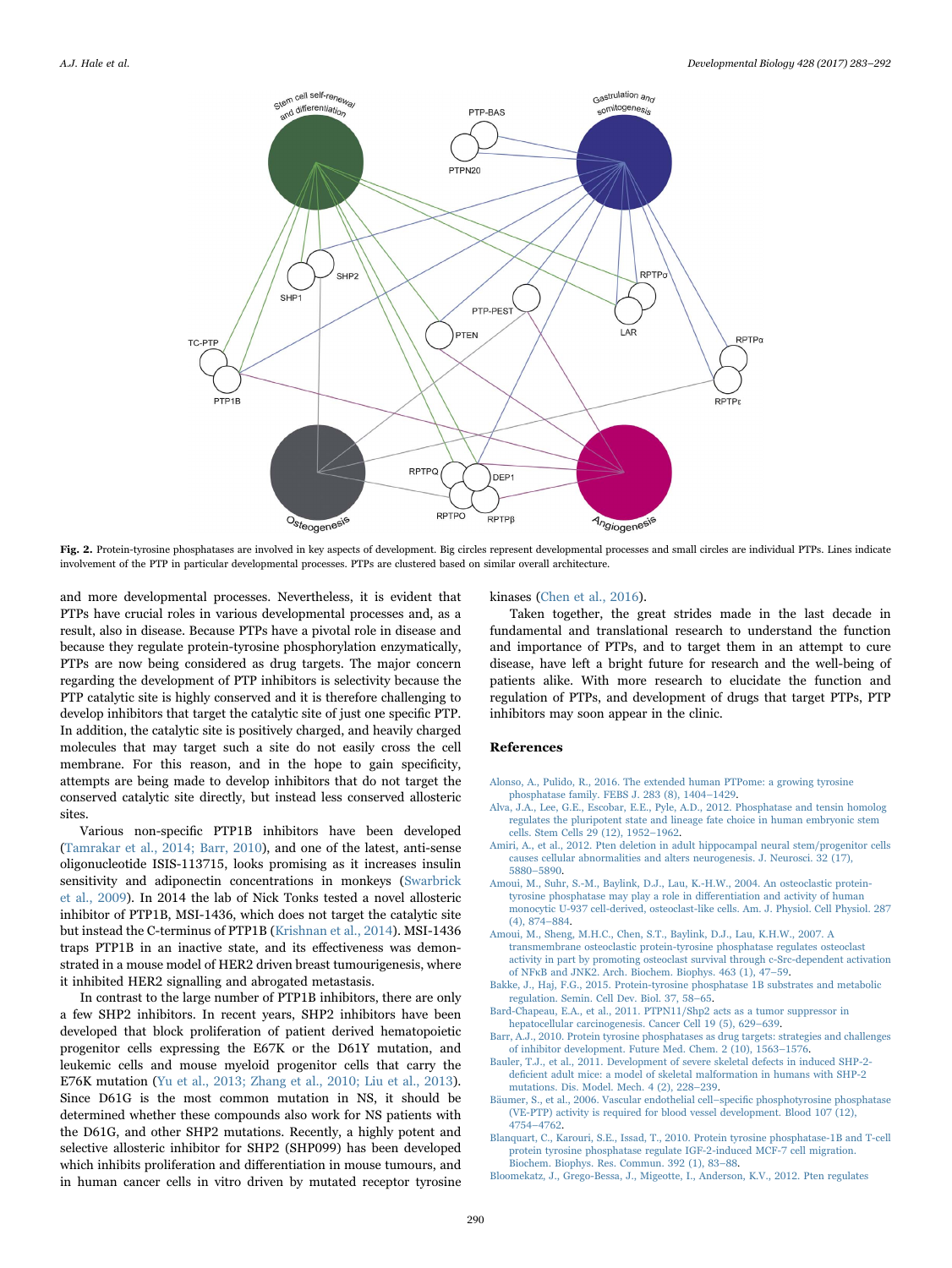Fig. 2. Protein-tyrosine phosphatases are involved in key aspects of development. Big circles represent developmental processes and small circles are individual PTPs. Lines indicate involvement of the PTP in particular developmental processes. PTPs are clustered based on similar overall architecture.

and more developmental processes. Nevertheless, it is evident that PTPs have crucial roles in various developmental processes and, as a result, also in disease. Because PTPs have a pivotal role in disease and because they regulate protein-tyrosine phosphorylation enzymatically, PTPs are now being considered as drug targets. The major concern regarding the development of PTP inhibitors is selectivity because the PTP catalytic site is highly conserved and it is therefore challenging to develop inhibitors that target the catalytic site of just one specific PTP. In addition, the catalytic site is positively charged, and heavily charged molecules that may target such a site do not easily cross the cell membrane. For this reason, and in the hope to gain specificity, attempts are being made to develop inhibitors that do not target the conserved catalytic site directly, but instead less conserved allosteric sites.

Various non-specific PTP1B inhibitors have been developed (Tamrakar et al., 2014; Barr, 2010), and one of the latest, anti-sense oligonucleotide ISIS-113715, looks promising as it increases insulin sensitivity and adiponectin concentrations in monkeys (Swarbrick et al., 2009). In 2014 the lab of Nick Tonks tested a novel allosteric inhibitor of PTP1B, MSI-1436, which does not target the catalytic site but instead the C-terminus of PTP1B (Krishnan et al., 2014). MSI-1436 traps PTP1B in an inactive state, and its effectiveness was demonstrated in a mouse model of HER2 driven breast tumourigenesis, where it inhibited HER2 signalling and abrogated metastasis.

In contrast to the large number of PTP1B inhibitors, there are only a few SHP2 inhibitors. In recent years, SHP2 inhibitors have been developed that block proliferation of patient derived hematopoietic progenitor cells expressing the E67K or the D61Y mutation, and leukemic cells and mouse myeloid progenitor cells that carry the E76K mutation (Yu et al., 2013; Zhang et al., 2010; Liu et al., 2013). Since D61G is the most common mutation in NS, it should be determined whether these compounds also work for NS patients with the D61G, and other SHP2 mutations. Recently, a highly potent and selective allosteric inhibitor for SHP2 (SHP099) has been developed which inhibits proliferation and differentiation in mouse tumours, and in human cancer cells in vitro driven by mutated receptor tyrosine kinases (Chen et al., 2016).

Taken together, the great strides made in the last decade in fundamental and translational research to understand the function and importance of PTPs, and to target them in an attempt to cure disease, have left a bright future for research and the well-being of patients alike. With more research to elucidate the function and regulation of PTPs, and development of drugs that target PTPs, PTP inhibitors may soon appear in the clinic.

## References

Alonso, A., Pulido, R., 2016. The extended human PTPome: a growing tyrosine phosphatase family. FEBS J. 283 (8), 1404–1429.

Alva, J.A., Lee, G.E., Escobar, E.E., Pyle, A.D., 2012. Phosphatase and tensin homolog regulates the pluripotent state and lineage fate choice in human embryonic stem cells. Stem Cells 29 (12), 1952–1962.

Amiri, A., et al., 2012. Pten deletion in adult hippocampal neural stem/progenitor cells causes cellular abnormalities and alters neurogenesis. J. Neurosci. 32 (17), 5880–5890.

Amoui, M., Suhr, S.-M., Baylink, D.J., Lau, K.-H.W., 2004. An osteoclastic protein-tyrosine phosphatase may play a role in differentiation and activity of human monocytic U-937 cell-derived, osteoclast-like cells. Am. J. Physiol. Cell Physiol. 287 (4), 874–884.

Amoui, M., Sheng, M.H.C., Chen, S.T., Baylink, D.J., Lau, K.H.W., 2007. A transmembrane osteoclastic protein-tyrosine phosphatase regulates osteoclast activity in part by promoting osteoclast survival through c-Src-dependent activation of NFκB and JNK2. Arch. Biochem. Biophys. 463 (1), 47–59.

Bakke, J., Haj, F.G., 2015. Protein-tyrosine phosphatase 1B substrates and metabolic regulation. Semin. Cell Dev. Biol. 37, 58–65.

Bard-Chapeau, E.A., et al., 2011. PTPN11/Shp2 acts as a tumor suppressor in hepatocellular carcinogenesis. Cancer Cell 19 (5), 629–639.

Barr, A.J., 2010. Protein tyrosine phosphatases as drug targets: strategies and challenges of inhibitor development. Future Med. Chem. 2 (10), 1563–1576.

Bauler, T.J., et al., 2011. Development of severe skeletal defects in induced SHP-2-deficient adult mice: a model of skeletal malformation in humans with SHP-2 mutations. Dis. Model. Mech. 4 (2), 228–239.

Bäumer, S., et al., 2006. Vascular endothelial cell–specific phosphotyrosine phosphatase (VE-PTP) activity is required for blood vessel development. Blood 107 (12), 4754–4762.

Blanquart, C., Karouri, S.E., Issad, T., 2010. Protein tyrosine phosphatase-1B and T-cell protein tyrosine phosphatase regulate IGF-2-induced MCF-7 cell migration. Biochem. Biophys. Res. Commun. 392 (1), 83–88.

Bloomekatz, J., Grego-Bessa, J., Migeotte, I., Anderson, K.V., 2012. Pten regulates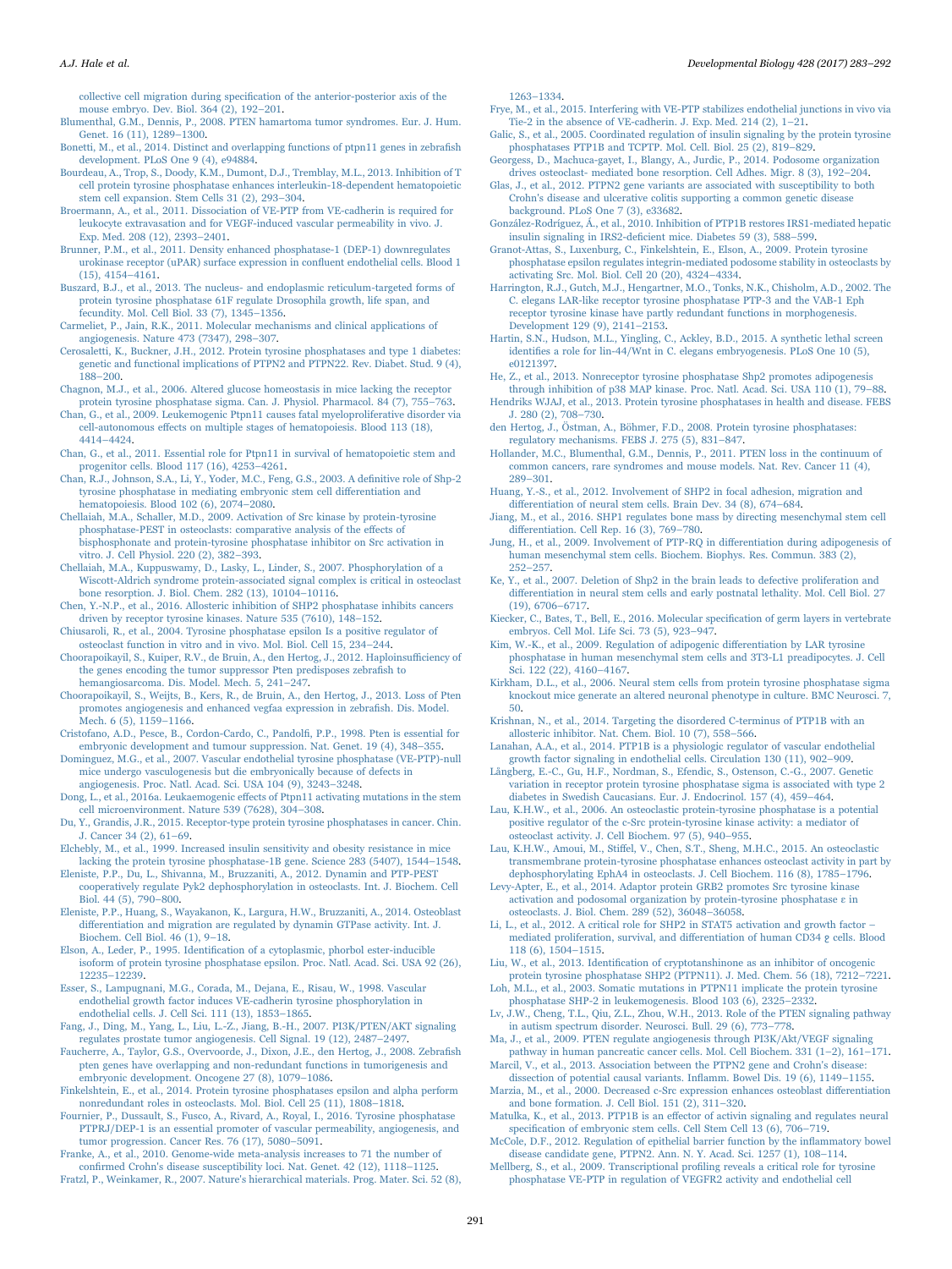collective cell migration during specification of the anterior-posterior axis of the mouse embryo. Dev. Biol. 364 (2), 192–201.

Blumenthal, G.M., Dennis, P., 2008. PTEN hamartoma tumor syndromes. Eur. J. Hum. Genet. 16 (11), 1289–1300.

Bonetti, M., et al., 2014. Distinct and overlapping functions of ptpn11 genes in zebrafish development. PLoS One 9 (4), e94884.

Bourdeau, A., Trop, S., Doody, K.M., Dumont, D.J., Tremblay, M.L., 2013. Inhibition of T cell protein tyrosine phosphatase enhances interleukin-18-dependent hematopoietic stem cell expansion. Stem Cells 31 (2), 293–304.

Broermann, A., et al., 2011. Dissociation of VE-PTP from VE-cadherin is required for leukocyte extravasation and for VEGF-induced vascular permeability in vivo. J. Exp. Med. 208 (12), 2393–2401.

Brunner, P.M., et al., 2011. Density enhanced phosphatase-1 (DEP-1) downregulates urokinase receptor (uPAR) surface expression in confluent endothelial cells. Blood 1 (15), 4154–4161.

Buszard, B.J., et al., 2013. The nucleus- and endoplasmic reticulum-targeted forms of protein tyrosine phosphatase 61F regulate Drosophila growth, life span, and fecundity. Mol. Cell Biol. 33 (7), 1345–1356.

Carmeliet, P., Jain, R.K., 2011. Molecular mechanisms and clinical applications of angiogenesis. Nature 473 (7347), 298–307.

Cerosaletti, K., Buckner, J.H., 2012. Protein tyrosine phosphatases and type 1 diabetes: genetic and functional implications of PTPN2 and PTPN22. Rev. Diabet. Stud. 9 (4), 188–200.

Chagnon, M.J., et al., 2006. Altered glucose homeostasis in mice lacking the receptor protein tyrosine phosphatase sigma. Can. J. Physiol. Pharmacol. 84 (7), 755–763.

Chan, G., et al., 2009. Leukemogenic Ptpn11 causes fatal myeloproliferative disorder via cell-autonomous effects on multiple stages of hematopoiesis. Blood 113 (18), 4414–4424.

Chan, G., et al., 2011. Essential role for Ptpn11 in survival of hematopoietic stem and progenitor cells. Blood 117 (16), 4253–4261.

Chan, R.J., Johnson, S.A., Li, Y., Yoder, M.C., Feng, G.S., 2003. A definitive role of Shp-2 tyrosine phosphatase in mediating embryonic stem cell differentiation and hematopoiesis. Blood 102 (6), 2074–2080.

Chellaiah, M.A., Schaller, M.D., 2009. Activation of Src kinase by protein-tyrosine phosphatase-PEST in osteoclasts: comparative analysis of the effects of bisphosphonate and protein-tyrosine phosphatase inhibitor on Src activation in vitro. J. Cell Physiol. 220 (2), 382–393.

Chellaiah, M.A., Kuppuswamy, D., Lasky, L., Linder, S., 2007. Phosphorylation of a Wiscott-Aldrich syndrome protein-associated signal complex is critical in osteoclast bone resorption. J. Biol. Chem. 282 (13), 10104–10116.

Chen, Y.-N.P., et al., 2016. Allosteric inhibition of SHP2 phosphatase inhibits cancers driven by receptor tyrosine kinases. Nature 535 (7610), 148–152.

Chiusaroli, R., et al., 2004. Tyrosine phosphatase epsilon Is a positive regulator of osteoclast function in vitro and in vivo. Mol. Biol. Cell 15, 234–244.

Choorapoikayil, S., Kuiper, R.V., de Bruin, A., den Hertog, J., 2012. Haploinsufficiency of the genes encoding the tumor suppressor Pten predisposes zebrafish to hemangiosarcoma. Dis. Model. Mech. 5, 241–247.

Choorapoikayil, S., Weijts, B., Kers, R., de Bruin, A., den Hertog, J., 2013. Loss of Pten promotes angiogenesis and enhanced vegfaa expression in zebrafish. Dis. Model. Mech. 6 (5), 1159–1166.

Cristofano, A.D., Pesce, B., Cordon-Cardo, C., Pandolfi, P.P., 1998. Pten is essential for embryonic development and tumour suppression. Nat. Genet. 19 (4), 348–355.

Dominguez, M.G., et al., 2007. Vascular endothelial tyrosine phosphatase (VE-PTP)-null mice undergo vasculogenesis but die embryonically because of defects in angiogenesis. Proc. Natl. Acad. Sci. USA 104 (9), 3243–3248.

Dong, L., et al., 2016a. Leukaemogenic effects of Ptpn11 activating mutations in the stem cell microenvironment. Nature 539 (7628), 304–308.

Du, Y., Grandis, J.R., 2015. Receptor-type protein tyrosine phosphatases in cancer. Chin. J. Cancer 34 (2), 61–69.

Elchebly, M., et al., 1999. Increased insulin sensitivity and obesity resistance in mice lacking the protein tyrosine phosphatase-1B gene. Science 283 (5407), 1544–1548.

Eleniste, P.P., Du, L., Shivanna, M., Bruzzaniti, A., 2012. Dynamin and PTP-PEST cooperatively regulate Pyk2 dephosphorylation in osteoclasts. Int. J. Biochem. Cell Biol. 44 (5), 790–800.

Eleniste, P.P., Huang, S., Wayakanon, K., Largura, H.W., Bruzzaniti, A., 2014. Osteoblast differentiation and migration are regulated by dynamin GTPase activity. Int. J. Biochem. Cell Biol. 46 (1), 9–18.

Elson, A., Leder, P., 1995. Identification of a cytoplasmic, phorbol ester-inducible isoform of protein tyrosine phosphatase epsilon. Proc. Natl. Acad. Sci. USA 92 (26), 12235–12239.

Esser, S., Lampugnani, M.G., Corada, M., Dejana, E., Risau, W., 1998. Vascular endothelial growth factor induces VE-cadherin tyrosine phosphorylation in endothelial cells. J. Cell Sci. 111 (13), 1853–1865.

Fang, J., Ding, M., Yang, L., Liu, L.-Z., Jiang, B.-H., 2007. PI3K/PTEN/AKT signaling regulates prostate tumor angiogenesis. Cell Signal. 19 (12), 2487–2497.

Faucherre, A., Taylor, G.S., Overvoorde, J., Dixon, J.E., den Hertog, J., 2008. Zebrafish pten genes have overlapping and non-redundant functions in tumorigenesis and embryonic development. Oncogene 27 (8), 1079–1086.

Finkelshtein, E., et al., 2014. Protein tyrosine phosphatases epsilon and alpha perform nonredundant roles in osteoclasts. Mol. Biol. Cell 25 (11), 1808–1818.

Fournier, P., Dussault, S., Fusco, A., Rivard, A., Royal, I., 2016. Tyrosine phosphatase PTPRJ/DEP-1 is an essential promoter of vascular permeability, angiogenesis, and tumor progression. Cancer Res. 76 (17), 5080–5091.

Franke, A., et al., 2010. Genome-wide meta-analysis increases to 71 the number of confirmed Crohn's disease susceptibility loci. Nat. Genet. 42 (12), 1118–1125.

Fratzl, P., Weinkamer, R., 2007. Nature's hierarchical materials. Prog. Mater. Sci. 52 (8), 1263–1334.

Frye, M., et al., 2015. Interfering with VE-PTP stabilizes endothelial junctions in vivo via Tie-2 in the absence of VE-cadherin. J. Exp. Med. 214 (2), 1–21.

Galic, S., et al., 2005. Coordinated regulation of insulin signaling by the protein tyrosine phosphatases PTP1B and TCPTP. Mol. Cell. Biol. 25 (2), 819–829.

Georgess, D., Machuca-gayet, I., Blangy, A., Jurdic, P., 2014. Podosome organization drives osteoclast- mediated bone resorption. Cell Adhes. Migr. 8 (3), 192–204.

Glas, J., et al., 2012. PTPN2 gene variants are associated with susceptibility to both Crohn's disease and ulcerative colitis supporting a common genetic disease background. PLoS One 7 (3), e33682.

González-Rodríguez, Á., et al., 2010. Inhibition of PTP1B restores IRS1-mediated hepatic insulin signaling in IRS2-deficient mice. Diabetes 59 (3), 588–599.

Granot-Attas, S., Luxenburg, C., Finkelshtein, E., Elson, A., 2009. Protein tyrosine phosphatase epsilon regulates integrin-mediated podosome stability in osteoclasts by activating Src. Mol. Biol. Cell 20 (20), 4324–4334.

Harrington, R.J., Gutch, M.J., Hengartner, M.O., Tonks, N.K., Chisholm, A.D., 2002. The C. elegans LAR-like receptor tyrosine phosphatase PTP-3 and the VAB-1 Eph receptor tyrosine kinase have partly redundant functions in morphogenesis. Development 129 (9), 2141–2153.

Hartin, S.N., Hudson, M.L., Yingling, C., Ackley, B.D., 2015. A synthetic lethal screen identifies a role for lin-44/Wnt in C. elegans embryogenesis. PLoS One 10 (5), e0121397.

He, Z., et al., 2013. Nonreceptor tyrosine phosphatase Shp2 promotes adipogenesis through inhibition of p38 MAP kinase. Proc. Natl. Acad. Sci. USA 110 (1), 79–88.

Hendriks WJAJ, et al., 2013. Protein tyrosine phosphatases in health and disease. FEBS J. 280 (2), 708–730.

den Hertog, J., Östman, A., Böhmer, F.D., 2008. Protein tyrosine phosphatases: regulatory mechanisms. FEBS J. 275 (5), 831–847.

Hollander, M.C., Blumenthal, G.M., Dennis, P., 2011. PTEN loss in the continuum of common cancers, rare syndromes and mouse models. Nat. Rev. Cancer 11 (4), 289–301.

Huang, Y.-S., et al., 2012. Involvement of SHP2 in focal adhesion, migration and differentiation of neural stem cells. Brain Dev. 34 (8), 674–684.

Jiang, M., et al., 2016. SHP1 regulates bone mass by directing mesenchymal stem cell differentiation. Cell Rep. 16 (3), 769–780.

Jung, H., et al., 2009. Involvement of PTP-RQ in differentiation during adipogenesis of human mesenchymal stem cells. Biochem. Biophys. Res. Commun. 383 (2), 252–257.

Ke, Y., et al., 2007. Deletion of Shp2 in the brain leads to defective proliferation and differentiation in neural stem cells and early postnatal lethality. Mol. Cell Biol. 27 (19), 6706–6717.

Kiecker, C., Bates, T., Bell, E., 2016. Molecular specification of germ layers in vertebrate embryos. Cell Mol. Life Sci. 73 (5), 923–947.

Kim, W.-K., et al., 2009. Regulation of adipogenic differentiation by LAR tyrosine phosphatase in human mesenchymal stem cells and 3T3-L1 preadipocytes. J. Cell Sci. 122 (22), 4160–4167.

Kirkham, D.L., et al., 2006. Neural stem cells from protein tyrosine phosphatase sigma knockout mice generate an altered neuronal phenotype in culture. BMC Neurosci. 7, 50.

Krishnan, N., et al., 2014. Targeting the disordered C-terminus of PTP1B with an allosteric inhibitor. Nat. Chem. Biol. 10 (7), 558–566.

Lanahan, A.A., et al., 2014. PTP1B is a physiologic regulator of vascular endothelial growth factor signaling in endothelial cells. Circulation 130 (11), 902–909.

Långberg, E.-C., Gu, H.F., Nordman, S., Efendic, S., Ostenson, C.-G., 2007. Genetic variation in receptor protein tyrosine phosphatase sigma is associated with type 2 diabetes in Swedish Caucasians. Eur. J. Endocrinol. 157 (4), 459–464.

Lau, K.H.W., et al., 2006. An osteoclastic protein-tyrosine phosphatase is a potential positive regulator of the c-Src protein-tyrosine kinase activity: a mediator of osteoclast activity. J. Cell Biochem. 97 (5), 940–955.

Lau, K.H.W., Amoui, M., Stiffel, V., Chen, S.T., Sheng, M.H.C., 2015. An osteoclastic transmembrane protein-tyrosine phosphatase enhances osteoclast activity in part by dephosphorylating EphA4 in osteoclasts. J. Cell Biochem. 116 (8), 1785–1796.

Levy-Apter, E., et al., 2014. Adaptor protein GRB2 promotes Src tyrosine kinase activation and podosomal organization by protein-tyrosine phosphatase ε in osteoclasts. J. Biol. Chem. 289 (52), 36048–36058.

Li, L., et al., 2012. A critical role for SHP2 in STAT5 activation and growth factor – mediated proliferation, survival, and differentiation of human CD34 ± cells. Blood 118 (6), 1504–1515.

Liu, W., et al., 2013. Identification of cryptotanshinone as an inhibitor of oncogenic protein tyrosine phosphatase SHP2 (PTPN11). J. Med. Chem. 56 (18), 7212–7221.

Loh, M.L., et al., 2003. Somatic mutations in PTPN11 implicate the protein tyrosine phosphatase SHP-2 in leukemogenesis. Blood 103 (6), 2325–2332.

Lv, J.W., Cheng, T.L., Qiu, Z.L., Zhou, W.H., 2013. Role of the PTEN signaling pathway in autism spectrum disorder. Neurosci. Bull. 29 (6), 773–778.

Ma, J., et al., 2009. PTEN regulate angiogenesis through PI3K/Akt/VEGF signaling pathway in human pancreatic cancer cells. Mol. Cell Biochem. 331 (1–2), 161–171.

Marcil, V., et al., 2013. Association between the PTPN2 gene and Crohn's disease: dissection of potential causal variants. Inflamm. Bowel Dis. 19 (6), 1149–1155.

Marzia, M., et al., 2000. Decreased c-Src expression enhances osteoblast differentiation and bone formation. J. Cell Biol. 151 (2), 311–320.

Matulka, K., et al., 2013. PTP1B is an effector of activin signaling and regulates neural specification of embryonic stem cells. Cell Stem Cell 13 (6), 706–719.

McCole, D.F., 2012. Regulation of epithelial barrier function by the inflammatory bowel disease candidate gene, PTPN2. Ann. N. Y. Acad. Sci. 1257 (1), 108–114.

Mellberg, S., et al., 2009. Transcriptional profiling reveals a critical role for tyrosine phosphatase VE-PTP in regulation of VEGFR2 activity and endothelial cell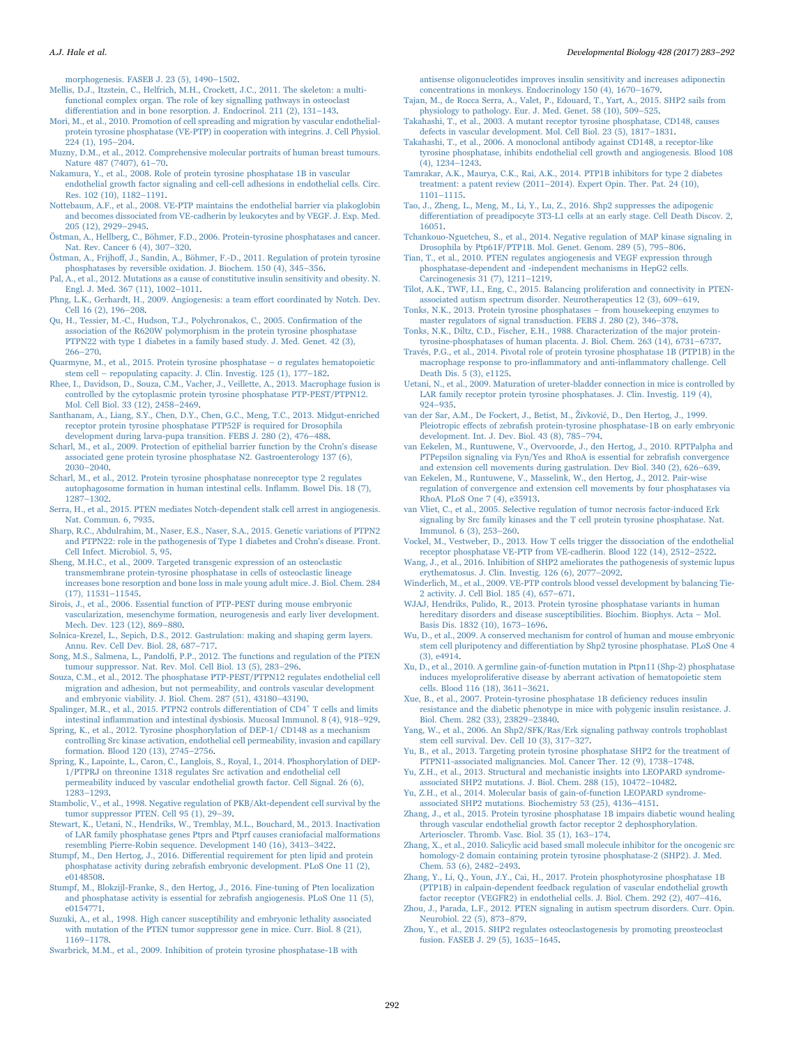morphogenesis. FASEB J. 23 (5), 1490–1502.

Mellis, D.J., Itzstein, C., Helfrich, M.H., Crockett, J.C., 2011. The skeleton: a multi-functional complex organ. The role of key signalling pathways in osteoclast differentiation and in bone resorption. J. Endocrinol. 211 (2), 131–143.

Mori, M., et al., 2010. Promotion of cell spreading and migration by vascular endothelial-protein tyrosine phosphatase (VE-PTP) in cooperation with integrins. J. Cell Physiol. 224 (1), 195–204.

Muzny, D.M., et al., 2012. Comprehensive molecular portraits of human breast tumours. Nature 487 (7407), 61–70.

Nakamura, Y., et al., 2008. Role of protein tyrosine phosphatase 1B in vascular endothelial growth factor signaling and cell-cell adhesions in endothelial cells. Circ. Res. 102 (10), 1182–1191.

Nottebaum, A.F., et al., 2008. VE-PTP maintains the endothelial barrier via plakoglobin and becomes dissociated from VE-cadherin by leukocytes and by VEGF. J. Exp. Med. 205 (12), 2929–2945.

Östman, A., Hellberg, C., Böhmer, F.D., 2006. Protein-tyrosine phosphatases and cancer. Nat. Rev. Cancer 6 (4), 307–320.

Östman, A., Frijhoff, J., Sandin, A., Böhmer, F.-D., 2011. Regulation of protein tyrosine phosphatases by reversible oxidation. J. Biochem. 150 (4), 345–356.

Pal, A., et al., 2012. Mutations as a cause of constitutive insulin sensitivity and obesity. N. Engl. J. Med. 367 (11), 1002–1011.

Phng, L.K., Gerhardt, H., 2009. Angiogenesis: a team effort coordinated by Notch. Dev. Cell 16 (2), 196–208.

Qu, H., Tessier, M.-C., Hudson, T.J., Polychronakos, C., 2005. Confirmation of the association of the R620W polymorphism in the protein tyrosine phosphatase PTPN22 with type 1 diabetes in a family based study. J. Med. Genet. 42 (3), 266–270.

Quarmyne, M., et al., 2015. Protein tyrosine phosphatase – σ regulates hematopoietic stem cell – repopulating capacity. J. Clin. Investig. 125 (1), 177–182.

Rhee, I., Davidson, D., Souza, C.M., Vacher, J., Veillette, A., 2013. Macrophage fusion is controlled by the cytoplasmic protein tyrosine phosphatase PTP-PEST/PTPN12. Mol. Cell Biol. 33 (12), 2458–2469.

Santhanam, A., Liang, S.Y., Chen, D.Y., Chen, G.C., Meng, T.C., 2013. Midgut-enriched receptor protein tyrosine phosphatase PTP52F is required for Drosophila development during larva-pupa transition. FEBS J. 280 (2), 476–488.

Scharl, M., et al., 2009. Protection of epithelial barrier function by the Crohn's disease associated gene protein tyrosine phosphatase N2. Gastroenterology 137 (6), 2030–2040.

Scharl, M., et al., 2012. Protein tyrosine phosphatase nonreceptor type 2 regulates autophagosome formation in human intestinal cells. Inflamm. Bowel Dis. 18 (7), 1287–1302.

Serra, H., et al., 2015. PTEN mediates Notch-dependent stalk cell arrest in angiogenesis. Nat. Commun. 6, 7935.

Sharp, R.C., Abdulrahim, M., Naser, E.S., Naser, S.A., 2015. Genetic variations of PTPN2 and PTPN22: role in the pathogenesis of Type 1 diabetes and Crohn's disease. Front. Cell Infect. Microbiol. 5, 95.

Sheng, M.H.C., et al., 2009. Targeted transgenic expression of an osteoclastic transmembrane protein-tyrosine phosphatase in cells of osteoclastic lineage increases bone resorption and bone loss in male young adult mice. J. Biol. Chem. 284 (17), 11531–11545.

Sirois, J., et al., 2006. Essential function of PTP-PEST during mouse embryonic vascularization, mesenchyme formation, neurogenesis and early liver development. Mech. Dev. 123 (12), 869–880.

Solnica-Krezel, L., Sepich, D.S., 2012. Gastrulation: making and shaping germ layers. Annu. Rev. Cell Dev. Biol. 28, 687–717.

Song, M.S., Salmena, L., Pandolfi, P.P., 2012. The functions and regulation of the PTEN tumour suppressor. Nat. Rev. Mol. Cell Biol. 13 (5), 283–296.

Souza, C.M., et al., 2012. The phosphatase PTP-PEST/PTPN12 regulates endothelial cell migration and adhesion, but not permeability, and controls vascular development and embryonic viability. J. Biol. Chem. 287 (51), 43180–43190.

Spalinger, M.R., et al., 2015. PTPN2 controls differentiation of CD4$^+$ T cells and limits intestinal inflammation and intestinal dysbiosis. Mucosal Immunol. 8 (4), 918–929.

Spring, K., et al., 2012. Tyrosine phosphorylation of DEP-1/ CD148 as a mechanism controlling Src kinase activation, endothelial cell permeability, invasion and capillary formation. Blood 120 (13), 2745–2756.

Spring, K., Lapointe, L., Caron, C., Langlois, S., Royal, I., 2014. Phosphorylation of DEP-1/PTPRJ on threonine 1318 regulates Src activation and endothelial cell permeability induced by vascular endothelial growth factor. Cell Signal. 26 (6), 1283–1293.

Stambolic, V., et al., 1998. Negative regulation of PKB/Akt-dependent cell survival by the tumor suppressor PTEN. Cell 95 (1), 29–39.

Stewart, K., Uetani, N., Hendriks, W., Tremblay, M.L., Bouchard, M., 2013. Inactivation of LAR family phosphatase genes Ptprs and Ptprf causes craniofacial malformations resembling Pierre-Robin sequence. Development 140 (16), 3413–3422.

Stumpf, M., Den Hertog, J., 2016. Differential requirement for pten lipid and protein phosphatase activity during zebrafish embryonic development. PLoS One 11 (2), e0148508.

Stumpf, M., Blokzijl-Franke, S., den Hertog, J., 2016. Fine-tuning of Pten localization and phosphatase activity is essential for zebrafish angiogenesis. PLoS One 11 (5), e0154771.

Suzuki, A., et al., 1998. High cancer susceptibility and embryonic lethality associated with mutation of the PTEN tumor suppressor gene in mice. Curr. Biol. 8 (21), 1169–1178.

Swarbrick, M.M., et al., 2009. Inhibition of protein tyrosine phosphatase-1B with antisense oligonucleotides improves insulin sensitivity and increases adiponectin concentrations in monkeys. Endocrinology 150 (4), 1670–1679.

Tajan, M., de Rocca Serra, A., Valet, P., Edouard, T., Yart, A., 2015. SHP2 sails from physiology to pathology. Eur. J. Med. Genet. 58 (10), 509–525.

Takahashi, T., et al., 2003. A mutant receptor tyrosine phosphatase, CD148, causes defects in vascular development. Mol. Cell Biol. 23 (5), 1817–1831.

Takahashi, T., et al., 2006. A monoclonal antibody against CD148, a receptor-like tyrosine phosphatase, inhibits endothelial cell growth and angiogenesis. Blood 108 (4), 1234–1243.

Tamrakar, A.K., Maurya, C.K., Rai, A.K., 2014. PTP1B inhibitors for type 2 diabetes treatment: a patent review (2011–2014). Expert Opin. Ther. Pat. 24 (10), 1101–1115.

Tao, J., Zheng, L., Meng, M., Li, Y., Lu, Z., 2016. Shp2 suppresses the adipogenic differentiation of preadipocyte 3T3-L1 cells at an early stage. Cell Death Discov. 2, 16051.

Tchankouo-Nguetcheu, S., et al., 2014. Negative regulation of MAP kinase signaling in Drosophila by Ptp61F/PTP1B. Mol. Genet. Genom. 289 (5), 795–806.

Tian, T., et al., 2010. PTEN regulates angiogenesis and VEGF expression through phosphatase-dependent and -independent mechanisms in HepG2 cells. Carcinogenesis 31 (7), 1211–1219.

Tilot, A.K., TWF, I.I., Eng, C., 2015. Balancing proliferation and connectivity in PTEN-associated autism spectrum disorder. Neurotherapeutics 12 (3), 609–619.

Tonks, N.K., 2013. Protein tyrosine phosphatases – from housekeeping enzymes to master regulators of signal transduction. FEBS J. 280 (2), 346–378.

Tonks, N.K., Diltz, C.D., Fischer, E.H., 1988. Characterization of the major protein-tyrosine-phosphatases of human placenta. J. Biol. Chem. 263 (14), 6731–6737.

Través, P.G., et al., 2014. Pivotal role of protein tyrosine phosphatase 1B (PTP1B) in the macrophage response to pro-inflammatory and anti-inflammatory challenge. Cell Death Dis. 5 (3), e1125.

Uetani, N., et al., 2009. Maturation of ureter-bladder connection in mice is controlled by LAR family receptor protein tyrosine phosphatases. J. Clin. Investig. 119 (4), 924–935.

van der Sar, A.M., De Fockert, J., Betist, M., Živković, D., Den Hertog, J., 1999. Pleiotropic effects of zebrafish protein-tyrosine phosphatase-1B on early embryonic development. Int. J. Dev. Biol. 43 (8), 785–794.

van Eekelen, M., Runtuwene, V., Overvoorde, J., den Hertog, J., 2010. RPTPalpha and PTPepsilon signaling via Fyn/Yes and RhoA is essential for zebrafish convergence and extension cell movements during gastrulation. Dev Biol. 340 (2), 626–639.

van Eekelen, M., Runtuwene, V., Masselink, W., den Hertog, J., 2012. Pair-wise regulation of convergence and extension cell movements by four phosphatases via RhoA. PLoS One 7 (4), e35913.

van Vliet, C., et al., 2005. Selective regulation of tumor necrosis factor-induced Erk signaling by Src family kinases and the T cell protein tyrosine phosphatase. Nat. Immunol. 6 (3), 253–260.

Vockel, M., Vestweber, D., 2013. How T cells trigger the dissociation of the endothelial receptor phosphatase VE-PTP from VE-cadherin. Blood 122 (14), 2512–2522.

Wang, J., et al., 2016. Inhibition of SHP2 ameliorates the pathogenesis of systemic lupus erythematosus. J. Clin. Investig. 126 (6), 2077–2092.

Winderlich, M., et al., 2009. VE-PTP controls blood vessel development by balancing Tie-2 activity. J. Cell Biol. 185 (4), 657–671.

WJAJ, Hendriks, Pulido, R., 2013. Protein tyrosine phosphatase variants in human hereditary disorders and disease susceptibilities. Biochim. Biophys. Acta – Mol. Basis Dis. 1832 (10), 1673–1696.

Wu, D., et al., 2009. A conserved mechanism for control of human and mouse embryonic stem cell pluripotency and differentiation by Shp2 tyrosine phosphatase. PLoS One 4 (3), e4914.

Xu, D., et al., 2010. A germline gain-of-function mutation in Ptpn11 (Shp-2) phosphatase induces myeloproliferative disease by aberrant activation of hematopoietic stem cells. Blood 116 (18), 3611–3621.

Xue, B., et al., 2007. Protein-tyrosine phosphatase 1B deficiency reduces insulin resistance and the diabetic phenotype in mice with polygenic insulin resistance. J. Biol. Chem. 282 (33), 23829–23840.

Yang, W., et al., 2006. An Shp2/SFK/Ras/Erk signaling pathway controls trophoblast stem cell survival. Dev. Cell 10 (3), 317–327.

Yu, B., et al., 2013. Targeting protein tyrosine phosphatase SHP2 for the treatment of PTPN11-associated malignancies. Mol. Cancer Ther. 12 (9), 1738–1748.

Yu, Z.H., et al., 2013. Structural and mechanistic insights into LEOPARD syndrome-associated SHP2 mutations. J. Biol. Chem. 288 (15), 10472–10482.

Yu, Z.H., et al., 2014. Molecular basis of gain-of-function LEOPARD syndrome-associated SHP2 mutations. Biochemistry 53 (25), 4136–4151.

Zhang, J., et al., 2015. Protein tyrosine phosphatase 1B impairs diabetic wound healing through vascular endothelial growth factor receptor 2 dephosphorylation. Arterioscler. Thromb. Vasc. Biol. 35 (1), 163–174.

Zhang, X., et al., 2010. Salicylic acid based small molecule inhibitor for the oncogenic src homology-2 domain containing protein tyrosine phosphatase-2 (SHP2). J. Med. Chem. 53 (6), 2482–2493.

Zhang, Y., Li, Q., Youn, J.Y., Cai, H., 2017. Protein phosphotyrosine phosphatase 1B (PTP1B) in calpain-dependent feedback regulation of vascular endothelial growth factor receptor (VEGFR2) in endothelial cells. J. Biol. Chem. 292 (2), 407–416.

Zhou, J., Parada, L.F., 2012. PTEN signaling in autism spectrum disorders. Curr. Opin. Neurobiol. 22 (5), 873–879.

Zhou, Y., et al., 2015. SHP2 regulates osteoclastogenesis by promoting preosteoclast fusion. FASEB J. 29 (5), 1635–1645.